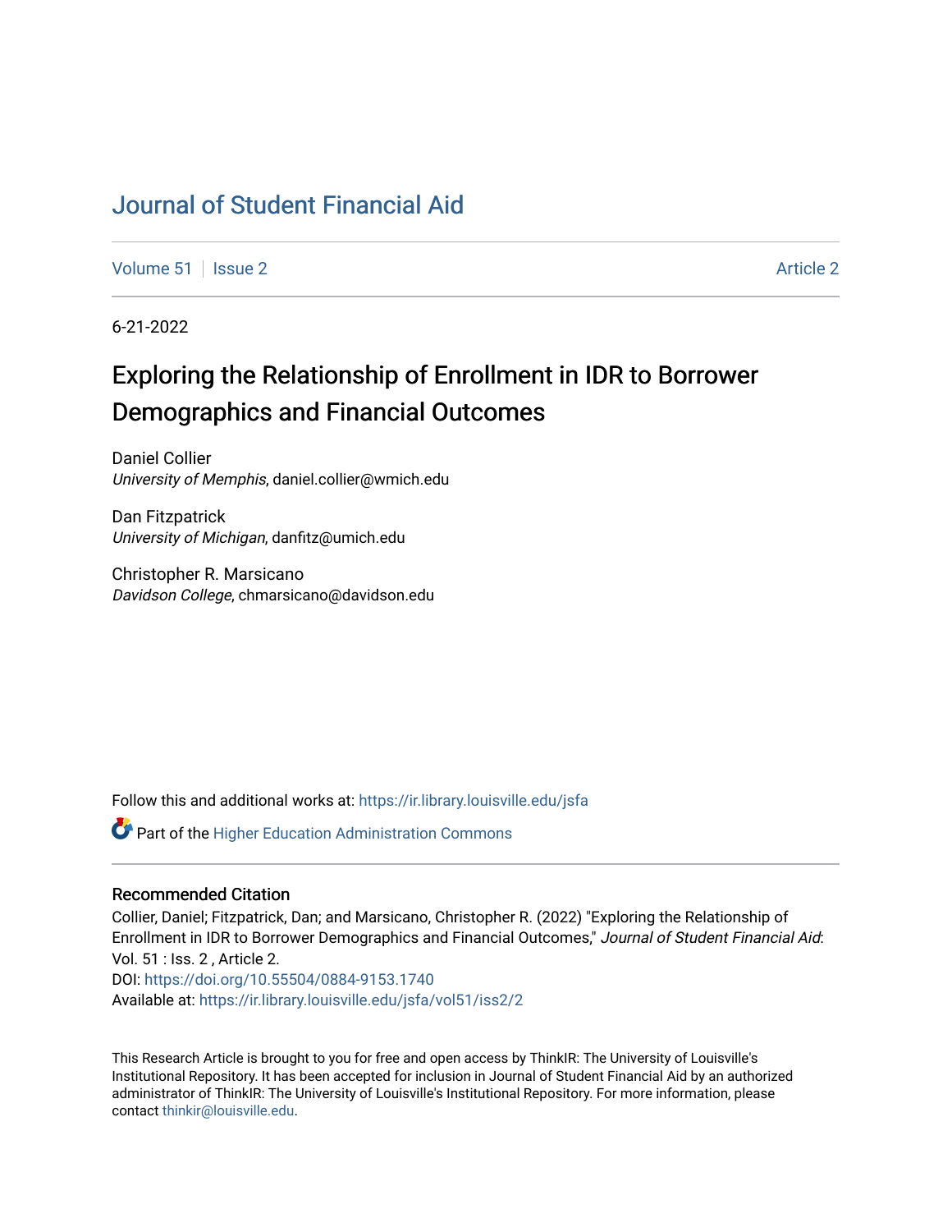# Journal of Student Financial Aid

Volume 51 | Issue 2 | Article 2

6-21-2022

## Exploring the Relationship of Enrollment in IDR to Borrower Demographics and Financial Outcomes

Daniel Collier
*University of Memphis*, daniel.collier@wmich.edu

Dan Fitzpatrick
*University of Michigan*, danfitz@umich.edu

Christopher R. Marsicano
*Davidson College*, chmarsicano@davidson.edu

Follow this and additional works at: https://ir.library.louisville.edu/jsfa

Part of the Higher Education Administration Commons

### Recommended Citation

Collier, Daniel; Fitzpatrick, Dan; and Marsicano, Christopher R. (2022) "Exploring the Relationship of Enrollment in IDR to Borrower Demographics and Financial Outcomes," *Journal of Student Financial Aid*: Vol. 51 : Iss. 2 , Article 2.
DOI: https://doi.org/10.55504/0884-9153.1740
Available at: https://ir.library.louisville.edu/jsfa/vol51/iss2/2

This Research Article is brought to you for free and open access by ThinkIR: The University of Louisville's Institutional Repository. It has been accepted for inclusion in Journal of Student Financial Aid by an authorized administrator of ThinkIR: The University of Louisville's Institutional Repository. For more information, please contact thinkir@louisville.edu.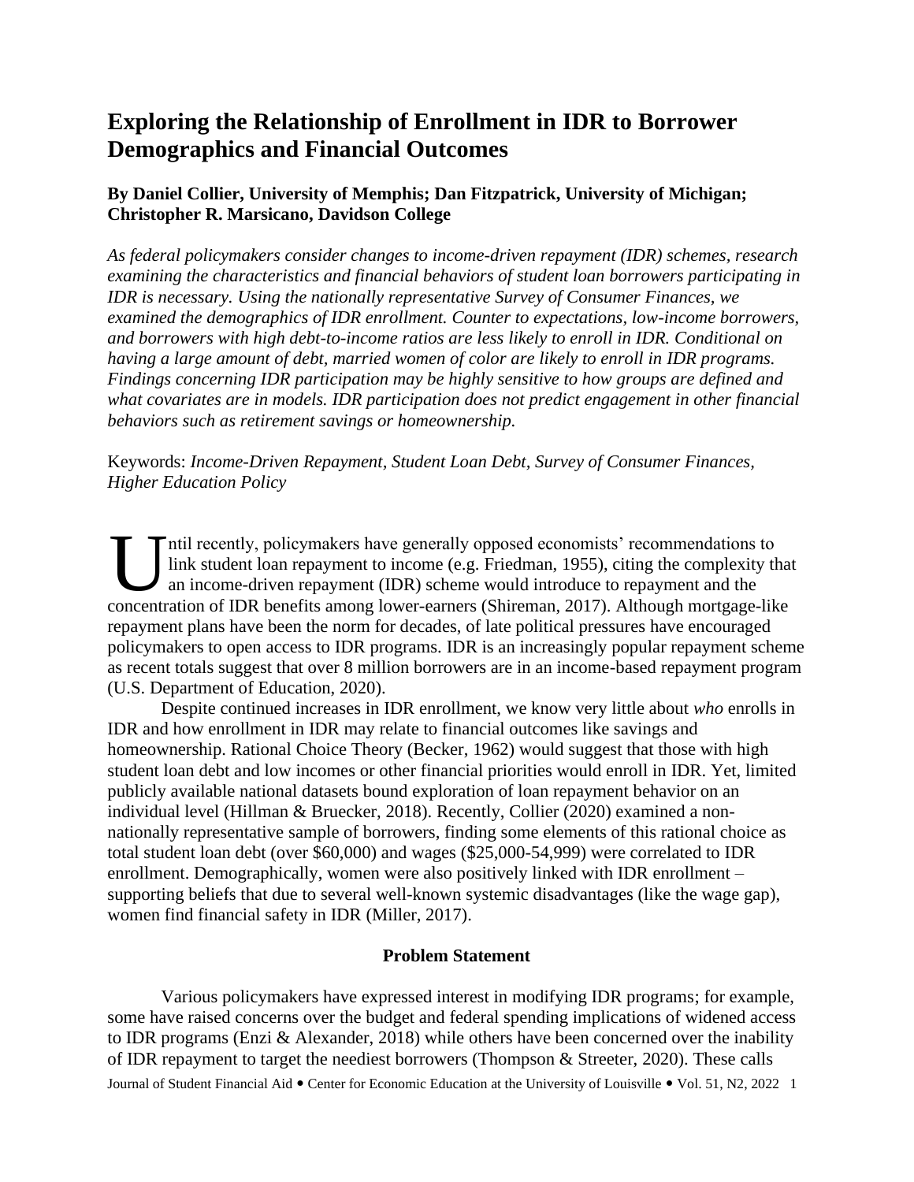# Exploring the Relationship of Enrollment in IDR to Borrower Demographics and Financial Outcomes

**By Daniel Collier, University of Memphis; Dan Fitzpatrick, University of Michigan; Christopher R. Marsicano, Davidson College**

*As federal policymakers consider changes to income-driven repayment (IDR) schemes, research examining the characteristics and financial behaviors of student loan borrowers participating in IDR is necessary. Using the nationally representative Survey of Consumer Finances, we examined the demographics of IDR enrollment. Counter to expectations, low-income borrowers, and borrowers with high debt-to-income ratios are less likely to enroll in IDR. Conditional on having a large amount of debt, married women of color are likely to enroll in IDR programs. Findings concerning IDR participation may be highly sensitive to how groups are defined and what covariates are in models. IDR participation does not predict engagement in other financial behaviors such as retirement savings or homeownership.*

Keywords: *Income-Driven Repayment, Student Loan Debt, Survey of Consumer Finances, Higher Education Policy*

Until recently, policymakers have generally opposed economists' recommendations to link student loan repayment to income (e.g. Friedman, 1955), citing the complexity that an income-driven repayment (IDR) scheme would introduce to repayment and the concentration of IDR benefits among lower-earners (Shireman, 2017). Although mortgage-like repayment plans have been the norm for decades, of late political pressures have encouraged policymakers to open access to IDR programs. IDR is an increasingly popular repayment scheme as recent totals suggest that over 8 million borrowers are in an income-based repayment program (U.S. Department of Education, 2020).

Despite continued increases in IDR enrollment, we know very little about *who* enrolls in IDR and how enrollment in IDR may relate to financial outcomes like savings and homeownership. Rational Choice Theory (Becker, 1962) would suggest that those with high student loan debt and low incomes or other financial priorities would enroll in IDR. Yet, limited publicly available national datasets bound exploration of loan repayment behavior on an individual level (Hillman & Bruecker, 2018). Recently, Collier (2020) examined a non-nationally representative sample of borrowers, finding some elements of this rational choice as total student loan debt (over $60,000) and wages ($25,000-54,999) were correlated to IDR enrollment. Demographically, women were also positively linked with IDR enrollment – supporting beliefs that due to several well-known systemic disadvantages (like the wage gap), women find financial safety in IDR (Miller, 2017).

## Problem Statement

Various policymakers have expressed interest in modifying IDR programs; for example, some have raised concerns over the budget and federal spending implications of widened access to IDR programs (Enzi & Alexander, 2018) while others have been concerned over the inability of IDR repayment to target the neediest borrowers (Thompson & Streeter, 2020). These calls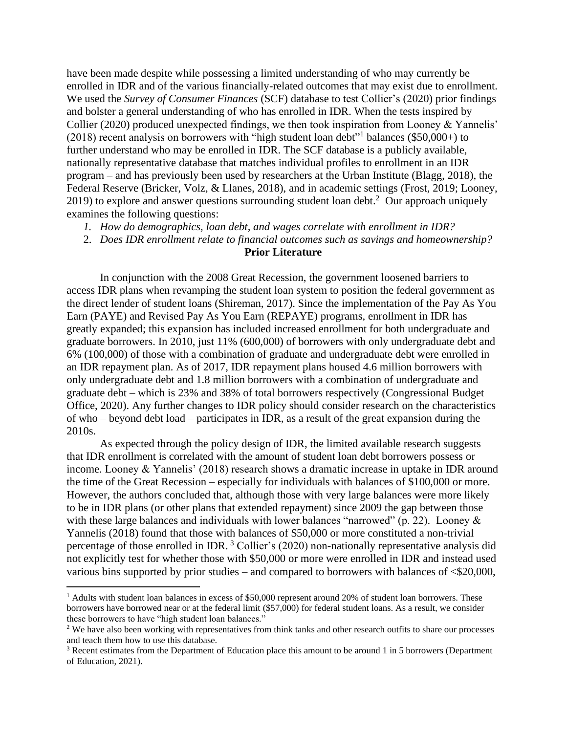have been made despite while possessing a limited understanding of who may currently be enrolled in IDR and of the various financially-related outcomes that may exist due to enrollment. We used the *Survey of Consumer Finances* (SCF) database to test Collier's (2020) prior findings and bolster a general understanding of who has enrolled in IDR. When the tests inspired by Collier (2020) produced unexpected findings, we then took inspiration from Looney & Yannelis' (2018) recent analysis on borrowers with "high student loan debt"[1] balances ($50,000+) to further understand who may be enrolled in IDR. The SCF database is a publicly available, nationally representative database that matches individual profiles to enrollment in an IDR program – and has previously been used by researchers at the Urban Institute (Blagg, 2018), the Federal Reserve (Bricker, Volz, & Llanes, 2018), and in academic settings (Frost, 2019; Looney, 2019) to explore and answer questions surrounding student loan debt.[2] Our approach uniquely examines the following questions:

1. *How do demographics, loan debt, and wages correlate with enrollment in IDR?*
2. *Does IDR enrollment relate to financial outcomes such as savings and homeownership?*

## Prior Literature

In conjunction with the 2008 Great Recession, the government loosened barriers to access IDR plans when revamping the student loan system to position the federal government as the direct lender of student loans (Shireman, 2017). Since the implementation of the Pay As You Earn (PAYE) and Revised Pay As You Earn (REPAYE) programs, enrollment in IDR has greatly expanded; this expansion has included increased enrollment for both undergraduate and graduate borrowers. In 2010, just 11% (600,000) of borrowers with only undergraduate debt and 6% (100,000) of those with a combination of graduate and undergraduate debt were enrolled in an IDR repayment plan. As of 2017, IDR repayment plans housed 4.6 million borrowers with only undergraduate debt and 1.8 million borrowers with a combination of undergraduate and graduate debt – which is 23% and 38% of total borrowers respectively (Congressional Budget Office, 2020). Any further changes to IDR policy should consider research on the characteristics of who – beyond debt load – participates in IDR, as a result of the great expansion during the 2010s.

As expected through the policy design of IDR, the limited available research suggests that IDR enrollment is correlated with the amount of student loan debt borrowers possess or income. Looney & Yannelis' (2018) research shows a dramatic increase in uptake in IDR around the time of the Great Recession – especially for individuals with balances of $100,000 or more. However, the authors concluded that, although those with very large balances were more likely to be in IDR plans (or other plans that extended repayment) since 2009 the gap between those with these large balances and individuals with lower balances "narrowed" (p. 22). Looney & Yannelis (2018) found that those with balances of $50,000 or more constituted a non-trivial percentage of those enrolled in IDR.[3] Collier's (2020) non-nationally representative analysis did not explicitly test for whether those with $50,000 or more were enrolled in IDR and instead used various bins supported by prior studies – and compared to borrowers with balances of <$20,000,

[1] Adults with student loan balances in excess of $50,000 represent around 20% of student loan borrowers. These borrowers have borrowed near or at the federal limit ($57,000) for federal student loans. As a result, we consider these borrowers to have "high student loan balances."

[2] We have also been working with representatives from think tanks and other research outfits to share our processes and teach them how to use this database.

[3] Recent estimates from the Department of Education place this amount to be around 1 in 5 borrowers (Department of Education, 2021).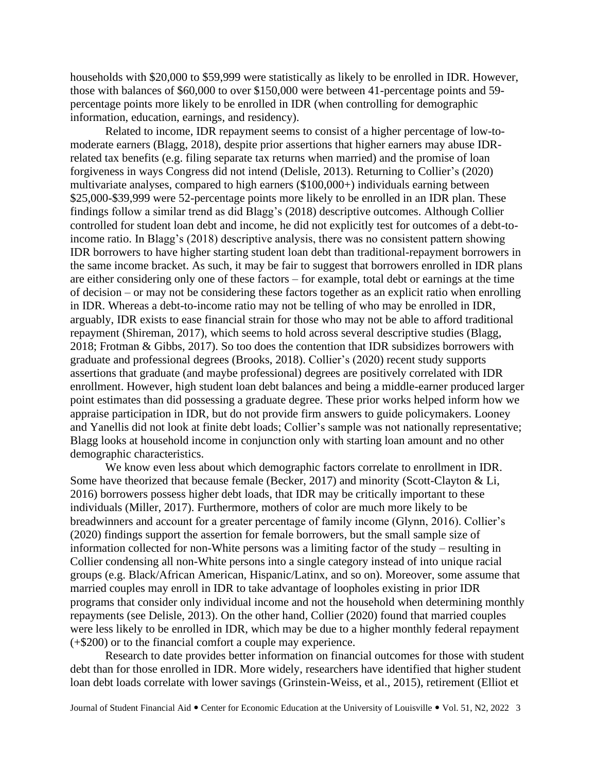households with \$20,000 to \$59,999 were statistically as likely to be enrolled in IDR. However, those with balances of \$60,000 to over \$150,000 were between 41-percentage points and 59-percentage points more likely to be enrolled in IDR (when controlling for demographic information, education, earnings, and residency).

Related to income, IDR repayment seems to consist of a higher percentage of low-to-moderate earners (Blagg, 2018), despite prior assertions that higher earners may abuse IDR-related tax benefits (e.g. filing separate tax returns when married) and the promise of loan forgiveness in ways Congress did not intend (Delisle, 2013). Returning to Collier's (2020) multivariate analyses, compared to high earners (\$100,000+) individuals earning between \$25,000-\$39,999 were 52-percentage points more likely to be enrolled in an IDR plan. These findings follow a similar trend as did Blagg's (2018) descriptive outcomes. Although Collier controlled for student loan debt and income, he did not explicitly test for outcomes of a debt-to-income ratio. In Blagg's (2018) descriptive analysis, there was no consistent pattern showing IDR borrowers to have higher starting student loan debt than traditional-repayment borrowers in the same income bracket. As such, it may be fair to suggest that borrowers enrolled in IDR plans are either considering only one of these factors – for example, total debt or earnings at the time of decision – or may not be considering these factors together as an explicit ratio when enrolling in IDR. Whereas a debt-to-income ratio may not be telling of who may be enrolled in IDR, arguably, IDR exists to ease financial strain for those who may not be able to afford traditional repayment (Shireman, 2017), which seems to hold across several descriptive studies (Blagg, 2018; Frotman & Gibbs, 2017). So too does the contention that IDR subsidizes borrowers with graduate and professional degrees (Brooks, 2018). Collier's (2020) recent study supports assertions that graduate (and maybe professional) degrees are positively correlated with IDR enrollment. However, high student loan debt balances and being a middle-earner produced larger point estimates than did possessing a graduate degree. These prior works helped inform how we appraise participation in IDR, but do not provide firm answers to guide policymakers. Looney and Yanellis did not look at finite debt loads; Collier's sample was not nationally representative; Blagg looks at household income in conjunction only with starting loan amount and no other demographic characteristics.

We know even less about which demographic factors correlate to enrollment in IDR. Some have theorized that because female (Becker, 2017) and minority (Scott-Clayton & Li, 2016) borrowers possess higher debt loads, that IDR may be critically important to these individuals (Miller, 2017). Furthermore, mothers of color are much more likely to be breadwinners and account for a greater percentage of family income (Glynn, 2016). Collier's (2020) findings support the assertion for female borrowers, but the small sample size of information collected for non-White persons was a limiting factor of the study – resulting in Collier condensing all non-White persons into a single category instead of into unique racial groups (e.g. Black/African American, Hispanic/Latinx, and so on). Moreover, some assume that married couples may enroll in IDR to take advantage of loopholes existing in prior IDR programs that consider only individual income and not the household when determining monthly repayments (see Delisle, 2013). On the other hand, Collier (2020) found that married couples were less likely to be enrolled in IDR, which may be due to a higher monthly federal repayment (+\$200) or to the financial comfort a couple may experience.

Research to date provides better information on financial outcomes for those with student debt than for those enrolled in IDR. More widely, researchers have identified that higher student loan debt loads correlate with lower savings (Grinstein-Weiss, et al., 2015), retirement (Elliot et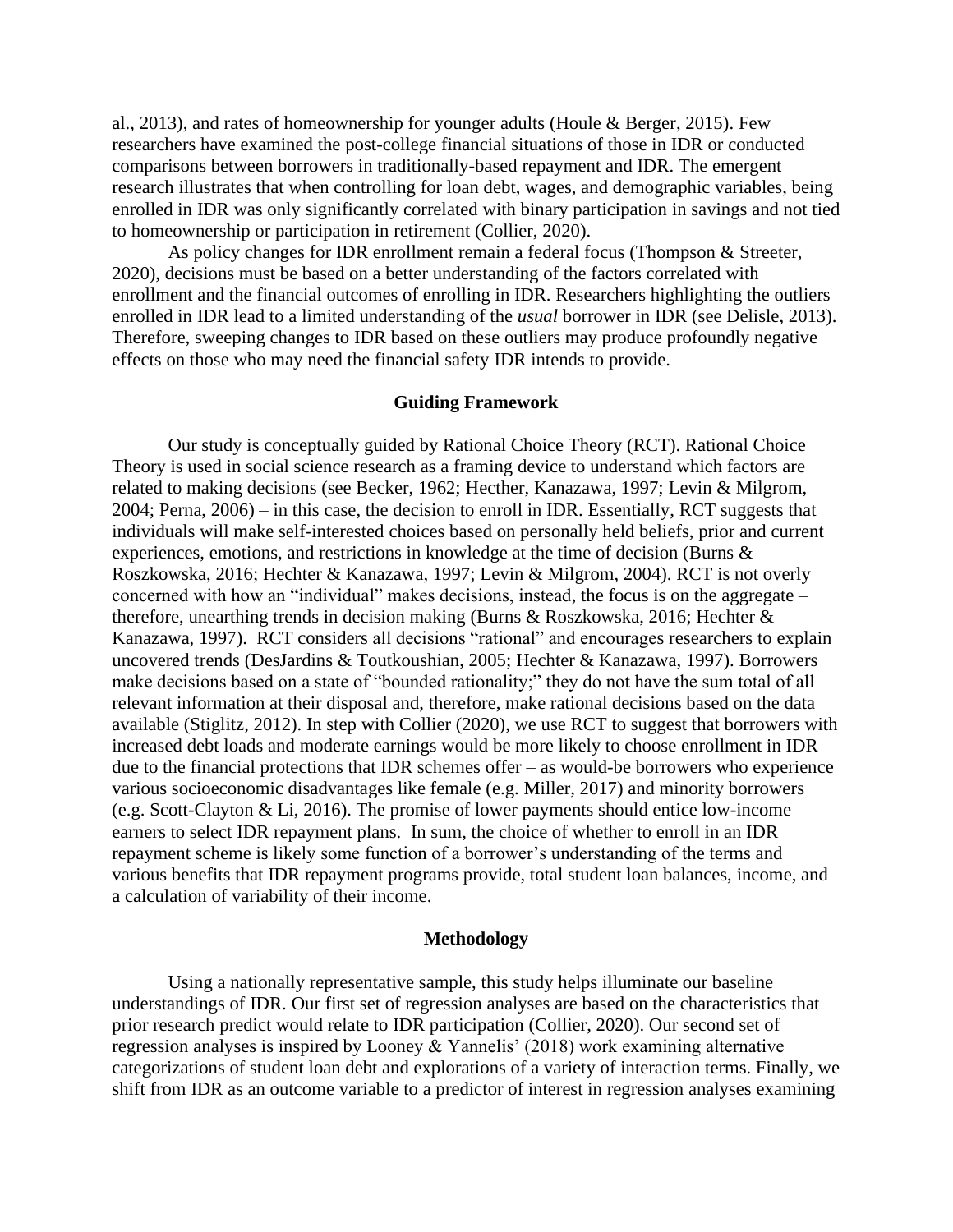al., 2013), and rates of homeownership for younger adults (Houle & Berger, 2015). Few researchers have examined the post-college financial situations of those in IDR or conducted comparisons between borrowers in traditionally-based repayment and IDR. The emergent research illustrates that when controlling for loan debt, wages, and demographic variables, being enrolled in IDR was only significantly correlated with binary participation in savings and not tied to homeownership or participation in retirement (Collier, 2020).

As policy changes for IDR enrollment remain a federal focus (Thompson & Streeter, 2020), decisions must be based on a better understanding of the factors correlated with enrollment and the financial outcomes of enrolling in IDR. Researchers highlighting the outliers enrolled in IDR lead to a limited understanding of the *usual* borrower in IDR (see Delisle, 2013). Therefore, sweeping changes to IDR based on these outliers may produce profoundly negative effects on those who may need the financial safety IDR intends to provide.

## Guiding Framework

Our study is conceptually guided by Rational Choice Theory (RCT). Rational Choice Theory is used in social science research as a framing device to understand which factors are related to making decisions (see Becker, 1962; Hecther, Kanazawa, 1997; Levin & Milgrom, 2004; Perna, 2006) – in this case, the decision to enroll in IDR. Essentially, RCT suggests that individuals will make self-interested choices based on personally held beliefs, prior and current experiences, emotions, and restrictions in knowledge at the time of decision (Burns & Roszkowska, 2016; Hechter & Kanazawa, 1997; Levin & Milgrom, 2004). RCT is not overly concerned with how an "individual" makes decisions, instead, the focus is on the aggregate – therefore, unearthing trends in decision making (Burns & Roszkowska, 2016; Hechter & Kanazawa, 1997). RCT considers all decisions "rational" and encourages researchers to explain uncovered trends (DesJardins & Toutkoushian, 2005; Hechter & Kanazawa, 1997). Borrowers make decisions based on a state of "bounded rationality;" they do not have the sum total of all relevant information at their disposal and, therefore, make rational decisions based on the data available (Stiglitz, 2012). In step with Collier (2020), we use RCT to suggest that borrowers with increased debt loads and moderate earnings would be more likely to choose enrollment in IDR due to the financial protections that IDR schemes offer – as would-be borrowers who experience various socioeconomic disadvantages like female (e.g. Miller, 2017) and minority borrowers (e.g. Scott-Clayton & Li, 2016). The promise of lower payments should entice low-income earners to select IDR repayment plans. In sum, the choice of whether to enroll in an IDR repayment scheme is likely some function of a borrower's understanding of the terms and various benefits that IDR repayment programs provide, total student loan balances, income, and a calculation of variability of their income.

## Methodology

Using a nationally representative sample, this study helps illuminate our baseline understandings of IDR. Our first set of regression analyses are based on the characteristics that prior research predict would relate to IDR participation (Collier, 2020). Our second set of regression analyses is inspired by Looney & Yannelis' (2018) work examining alternative categorizations of student loan debt and explorations of a variety of interaction terms. Finally, we shift from IDR as an outcome variable to a predictor of interest in regression analyses examining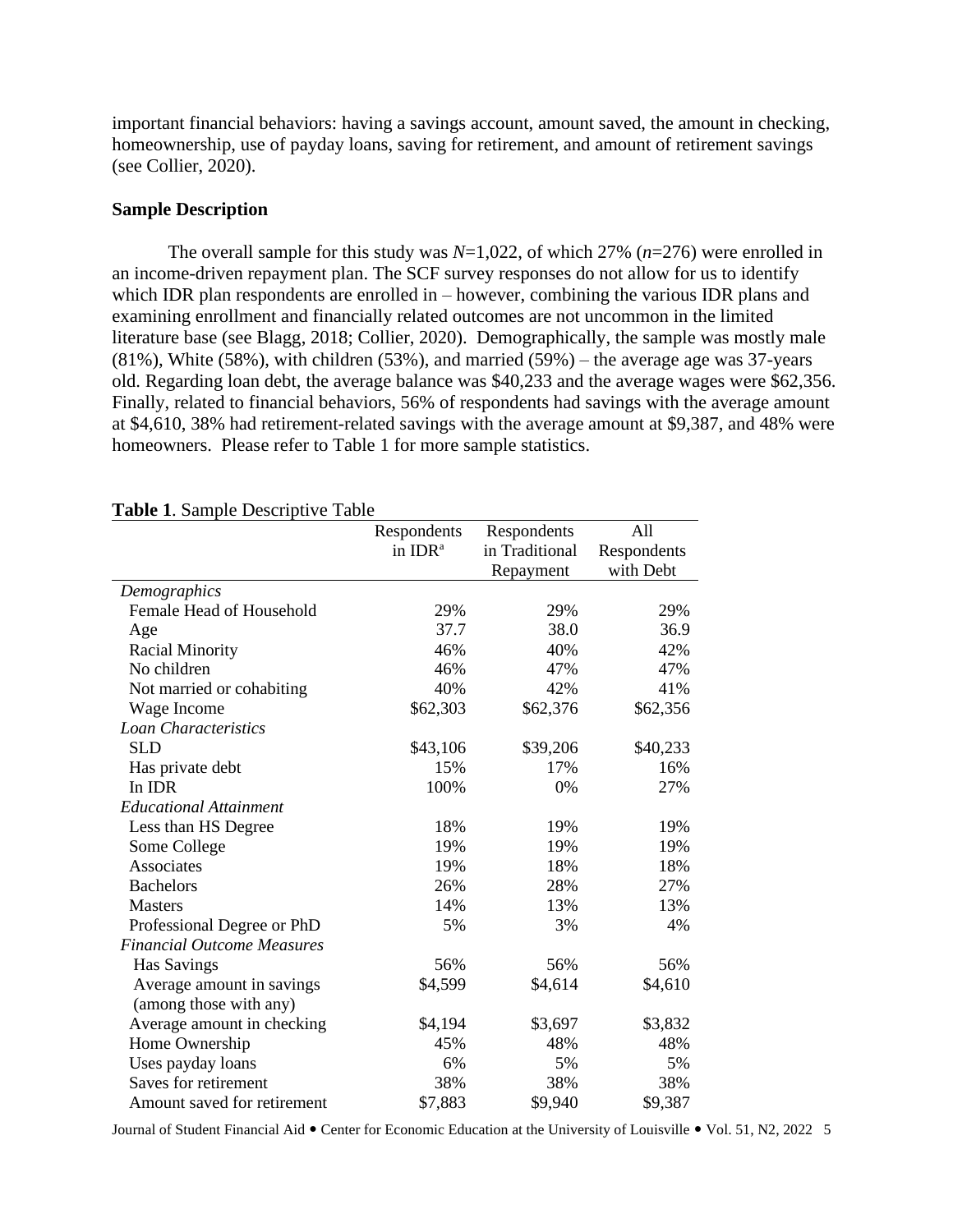important financial behaviors: having a savings account, amount saved, the amount in checking, homeownership, use of payday loans, saving for retirement, and amount of retirement savings (see Collier, 2020).

**Sample Description**

The overall sample for this study was *N*=1,022, of which 27% (*n*=276) were enrolled in an income-driven repayment plan. The SCF survey responses do not allow for us to identify which IDR plan respondents are enrolled in – however, combining the various IDR plans and examining enrollment and financially related outcomes are not uncommon in the limited literature base (see Blagg, 2018; Collier, 2020). Demographically, the sample was mostly male (81%), White (58%), with children (53%), and married (59%) – the average age was 37-years old. Regarding loan debt, the average balance was $40,233 and the average wages were $62,356. Finally, related to financial behaviors, 56% of respondents had savings with the average amount at $4,610, 38% had retirement-related savings with the average amount at $9,387, and 48% were homeowners. Please refer to Table 1 for more sample statistics.

**Table 1**. Sample Descriptive Table

| | Respondents in IDR[a] | Respondents in Traditional Repayment | All Respondents with Debt |
|---|---|---|---|
| *Demographics* | | | |
| Female Head of Household | 29% | 29% | 29% |
| Age | 37.7 | 38.0 | 36.9 |
| Racial Minority | 46% | 40% | 42% |
| No children | 46% | 47% | 47% |
| Not married or cohabiting | 40% | 42% | 41% |
| Wage Income | $62,303 | $62,376 | $62,356 |
| *Loan Characteristics* | | | |
| SLD | $43,106 | $39,206 | $40,233 |
| Has private debt | 15% | 17% | 16% |
| In IDR | 100% | 0% | 27% |
| *Educational Attainment* | | | |
| Less than HS Degree | 18% | 19% | 19% |
| Some College | 19% | 19% | 19% |
| Associates | 19% | 18% | 18% |
| Bachelors | 26% | 28% | 27% |
| Masters | 14% | 13% | 13% |
| Professional Degree or PhD | 5% | 3% | 4% |
| *Financial Outcome Measures* | | | |
| Has Savings | 56% | 56% | 56% |
| Average amount in savings (among those with any) | $4,599 | $4,614 | $4,610 |
| Average amount in checking | $4,194 | $3,697 | $3,832 |
| Home Ownership | 45% | 48% | 48% |
| Uses payday loans | 6% | 5% | 5% |
| Saves for retirement | 38% | 38% | 38% |
| Amount saved for retirement | $7,883 | $9,940 | $9,387 |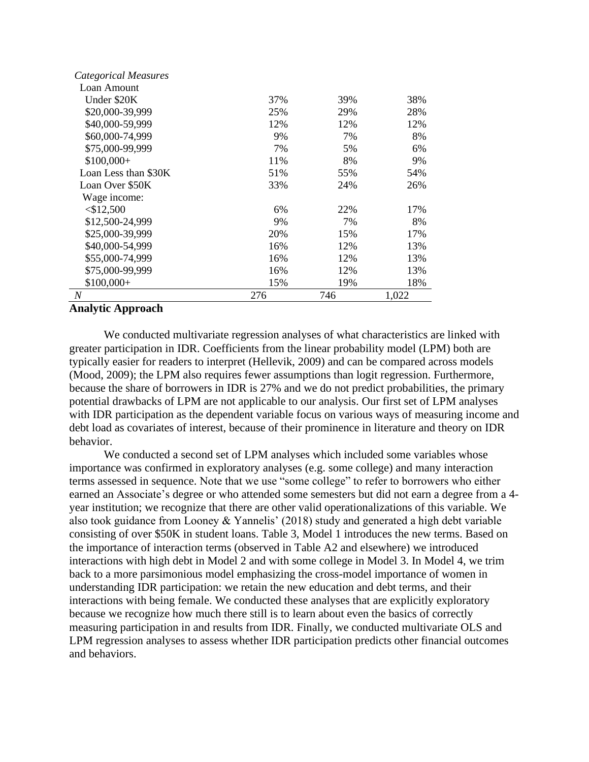| | | | |
|---|---|---|---|
| *Categorical Measures* | | | |
| Loan Amount | | | |
| Under $20K | 37% | 39% | 38% |
| $20,000-39,999 | 25% | 29% | 28% |
| $40,000-59,999 | 12% | 12% | 12% |
| $60,000-74,999 | 9% | 7% | 8% |
| $75,000-99,999 | 7% | 5% | 6% |
| $100,000+ | 11% | 8% | 9% |
| Loan Less than $30K | 51% | 55% | 54% |
| Loan Over $50K | 33% | 24% | 26% |
| Wage income: | | | |
| <$12,500 | 6% | 22% | 17% |
| $12,500-24,999 | 9% | 7% | 8% |
| $25,000-39,999 | 20% | 15% | 17% |
| $40,000-54,999 | 16% | 12% | 13% |
| $55,000-74,999 | 16% | 12% | 13% |
| $75,000-99,999 | 16% | 12% | 13% |
| $100,000+ | 15% | 19% | 18% |
| *N* | 276 | 746 | 1,022 |

**Analytic Approach**

We conducted multivariate regression analyses of what characteristics are linked with greater participation in IDR. Coefficients from the linear probability model (LPM) both are typically easier for readers to interpret (Hellevik, 2009) and can be compared across models (Mood, 2009); the LPM also requires fewer assumptions than logit regression. Furthermore, because the share of borrowers in IDR is 27% and we do not predict probabilities, the primary potential drawbacks of LPM are not applicable to our analysis. Our first set of LPM analyses with IDR participation as the dependent variable focus on various ways of measuring income and debt load as covariates of interest, because of their prominence in literature and theory on IDR behavior.

We conducted a second set of LPM analyses which included some variables whose importance was confirmed in exploratory analyses (e.g. some college) and many interaction terms assessed in sequence. Note that we use "some college" to refer to borrowers who either earned an Associate's degree or who attended some semesters but did not earn a degree from a 4-year institution; we recognize that there are other valid operationalizations of this variable. We also took guidance from Looney & Yannelis' (2018) study and generated a high debt variable consisting of over $50K in student loans. Table 3, Model 1 introduces the new terms. Based on the importance of interaction terms (observed in Table A2 and elsewhere) we introduced interactions with high debt in Model 2 and with some college in Model 3. In Model 4, we trim back to a more parsimonious model emphasizing the cross-model importance of women in understanding IDR participation: we retain the new education and debt terms, and their interactions with being female. We conducted these analyses that are explicitly exploratory because we recognize how much there still is to learn about even the basics of correctly measuring participation in and results from IDR. Finally, we conducted multivariate OLS and LPM regression analyses to assess whether IDR participation predicts other financial outcomes and behaviors.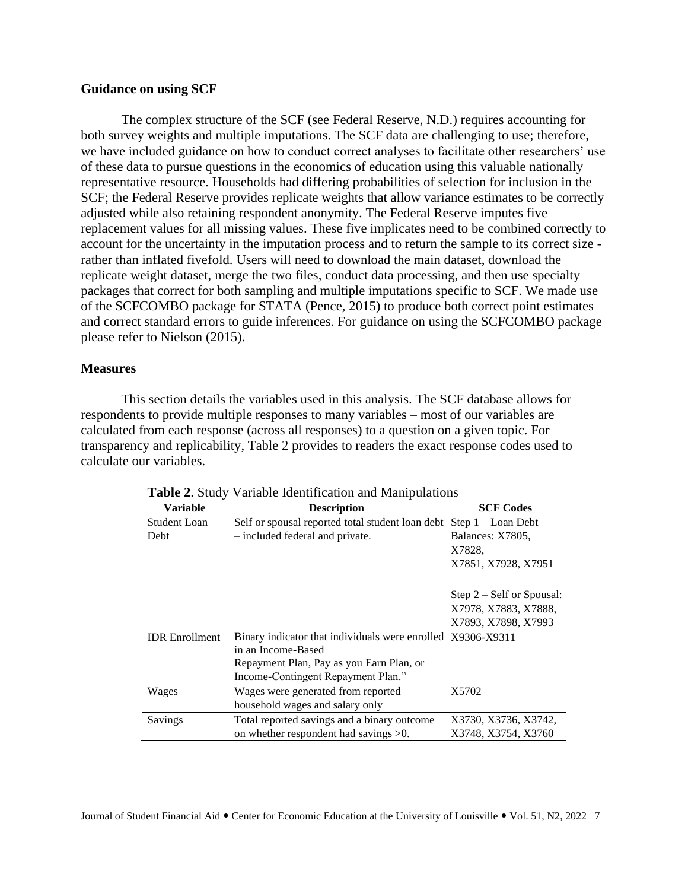**Guidance on using SCF**

The complex structure of the SCF (see Federal Reserve, N.D.) requires accounting for both survey weights and multiple imputations. The SCF data are challenging to use; therefore, we have included guidance on how to conduct correct analyses to facilitate other researchers' use of these data to pursue questions in the economics of education using this valuable nationally representative resource. Households had differing probabilities of selection for inclusion in the SCF; the Federal Reserve provides replicate weights that allow variance estimates to be correctly adjusted while also retaining respondent anonymity. The Federal Reserve imputes five replacement values for all missing values. These five implicates need to be combined correctly to account for the uncertainty in the imputation process and to return the sample to its correct size - rather than inflated fivefold. Users will need to download the main dataset, download the replicate weight dataset, merge the two files, conduct data processing, and then use specialty packages that correct for both sampling and multiple imputations specific to SCF. We made use of the SCFCOMBO package for STATA (Pence, 2015) to produce both correct point estimates and correct standard errors to guide inferences. For guidance on using the SCFCOMBO package please refer to Nielson (2015).

**Measures**

This section details the variables used in this analysis. The SCF database allows for respondents to provide multiple responses to many variables – most of our variables are calculated from each response (across all responses) to a question on a given topic. For transparency and replicability, Table 2 provides to readers the exact response codes used to calculate our variables.

**Table 2**. Study Variable Identification and Manipulations

| Variable | Description | SCF Codes |
|---|---|---|
| Student Loan Debt | Self or spousal reported total student loan debt – included federal and private. | Step 1 – Loan Debt Balances: X7805, X7828, X7851, X7928, X7951<br><br>Step 2 – Self or Spousal: X7978, X7883, X7888, X7893, X7898, X7993 |
| IDR Enrollment | Binary indicator that individuals were enrolled in an Income-Based Repayment Plan, Pay as you Earn Plan, or Income-Contingent Repayment Plan." | X9306-X9311 |
| Wages | Wages were generated from reported household wages and salary only | X5702 |
| Savings | Total reported savings and a binary outcome on whether respondent had savings >0. | X3730, X3736, X3742, X3748, X3754, X3760 |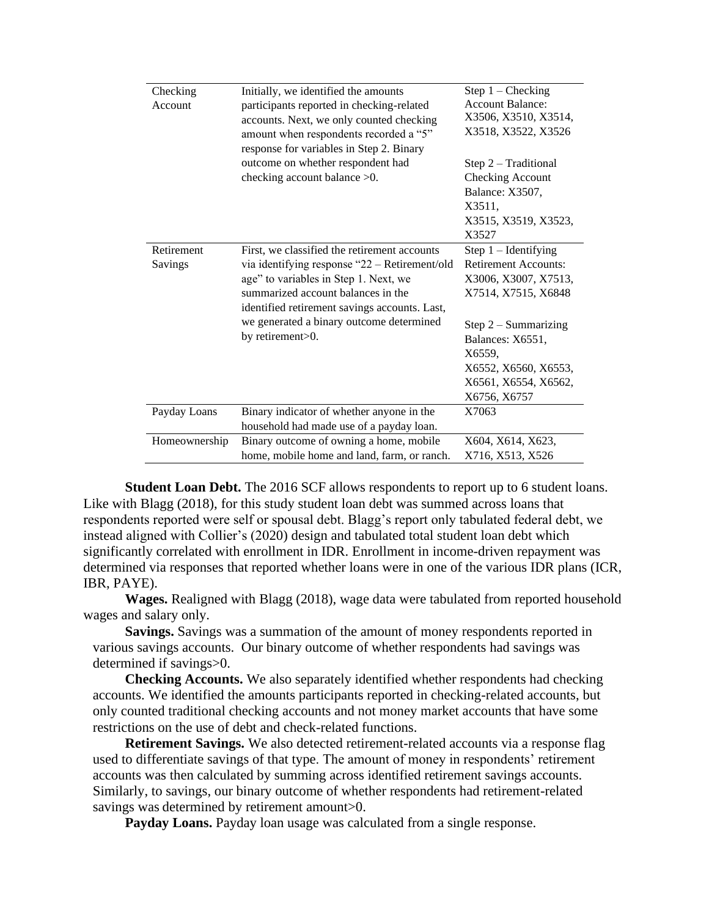| | | |
|---|---|---|
| Checking Account | Initially, we identified the amounts participants reported in checking-related accounts. Next, we only counted checking amount when respondents recorded a "5" response for variables in Step 2. Binary outcome on whether respondent had checking account balance >0. | Step 1 – Checking Account Balance: X3506, X3510, X3514, X3518, X3522, X3526<br><br>Step 2 – Traditional Checking Account Balance: X3507, X3511, X3515, X3519, X3523, X3527 |
| Retirement Savings | First, we classified the retirement accounts via identifying response "22 – Retirement/old age" to variables in Step 1. Next, we summarized account balances in the identified retirement savings accounts. Last, we generated a binary outcome determined by retirement>0. | Step 1 – Identifying Retirement Accounts: X3006, X3007, X7513, X7514, X7515, X6848<br><br>Step 2 – Summarizing Balances: X6551, X6559, X6552, X6560, X6553, X6561, X6554, X6562, X6756, X6757 |
| Payday Loans | Binary indicator of whether anyone in the household had made use of a payday loan. | X7063 |
| Homeownership | Binary outcome of owning a home, mobile home, mobile home and land, farm, or ranch. | X604, X614, X623, X716, X513, X526 |

**Student Loan Debt.** The 2016 SCF allows respondents to report up to 6 student loans. Like with Blagg (2018), for this study student loan debt was summed across loans that respondents reported were self or spousal debt. Blagg's report only tabulated federal debt, we instead aligned with Collier's (2020) design and tabulated total student loan debt which significantly correlated with enrollment in IDR. Enrollment in income-driven repayment was determined via responses that reported whether loans were in one of the various IDR plans (ICR, IBR, PAYE).

**Wages.** Realigned with Blagg (2018), wage data were tabulated from reported household wages and salary only.

**Savings.** Savings was a summation of the amount of money respondents reported in various savings accounts. Our binary outcome of whether respondents had savings was determined if savings>0.

**Checking Accounts.** We also separately identified whether respondents had checking accounts. We identified the amounts participants reported in checking-related accounts, but only counted traditional checking accounts and not money market accounts that have some restrictions on the use of debt and check-related functions.

**Retirement Savings.** We also detected retirement-related accounts via a response flag used to differentiate savings of that type. The amount of money in respondents' retirement accounts was then calculated by summing across identified retirement savings accounts. Similarly, to savings, our binary outcome of whether respondents had retirement-related savings was determined by retirement amount>0.

**Payday Loans.** Payday loan usage was calculated from a single response.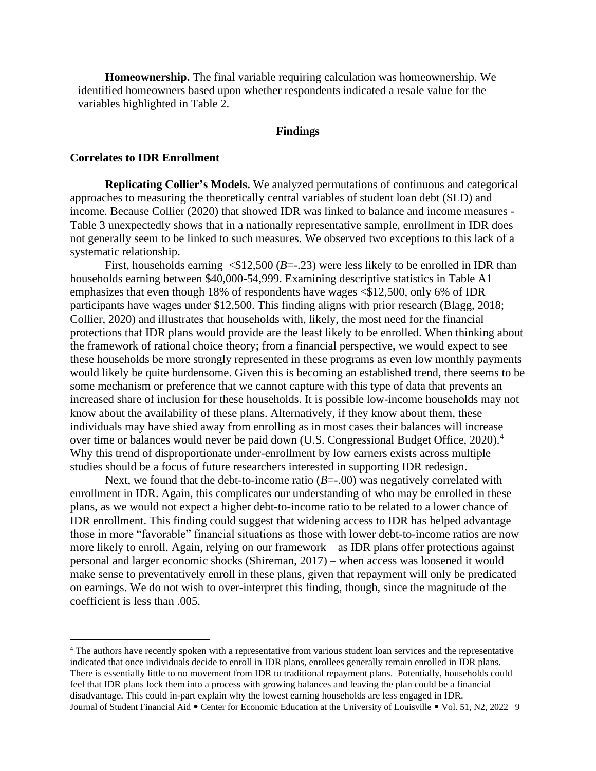**Homeownership.** The final variable requiring calculation was homeownership. We identified homeowners based upon whether respondents indicated a resale value for the variables highlighted in Table 2.

## Findings

### Correlates to IDR Enrollment

**Replicating Collier's Models.** We analyzed permutations of continuous and categorical approaches to measuring the theoretically central variables of student loan debt (SLD) and income. Because Collier (2020) that showed IDR was linked to balance and income measures - Table 3 unexpectedly shows that in a nationally representative sample, enrollment in IDR does not generally seem to be linked to such measures. We observed two exceptions to this lack of a systematic relationship.

First, households earning <$12,500 (*B*=-.23) were less likely to be enrolled in IDR than households earning between $40,000-54,999. Examining descriptive statistics in Table A1 emphasizes that even though 18% of respondents have wages <$12,500, only 6% of IDR participants have wages under $12,500. This finding aligns with prior research (Blagg, 2018; Collier, 2020) and illustrates that households with, likely, the most need for the financial protections that IDR plans would provide are the least likely to be enrolled. When thinking about the framework of rational choice theory; from a financial perspective, we would expect to see these households be more strongly represented in these programs as even low monthly payments would likely be quite burdensome. Given this is becoming an established trend, there seems to be some mechanism or preference that we cannot capture with this type of data that prevents an increased share of inclusion for these households. It is possible low-income households may not know about the availability of these plans. Alternatively, if they know about them, these individuals may have shied away from enrolling as in most cases their balances will increase over time or balances would never be paid down (U.S. Congressional Budget Office, 2020).[4] Why this trend of disproportionate under-enrollment by low earners exists across multiple studies should be a focus of future researchers interested in supporting IDR redesign.

Next, we found that the debt-to-income ratio (*B*=-.00) was negatively correlated with enrollment in IDR. Again, this complicates our understanding of who may be enrolled in these plans, as we would not expect a higher debt-to-income ratio to be related to a lower chance of IDR enrollment. This finding could suggest that widening access to IDR has helped advantage those in more "favorable" financial situations as those with lower debt-to-income ratios are now more likely to enroll. Again, relying on our framework – as IDR plans offer protections against personal and larger economic shocks (Shireman, 2017) – when access was loosened it would make sense to preventatively enroll in these plans, given that repayment will only be predicated on earnings. We do not wish to over-interpret this finding, though, since the magnitude of the coefficient is less than .005.

[4] The authors have recently spoken with a representative from various student loan services and the representative indicated that once individuals decide to enroll in IDR plans, enrollees generally remain enrolled in IDR plans. There is essentially little to no movement from IDR to traditional repayment plans. Potentially, households could feel that IDR plans lock them into a process with growing balances and leaving the plan could be a financial disadvantage. This could in-part explain why the lowest earning households are less engaged in IDR.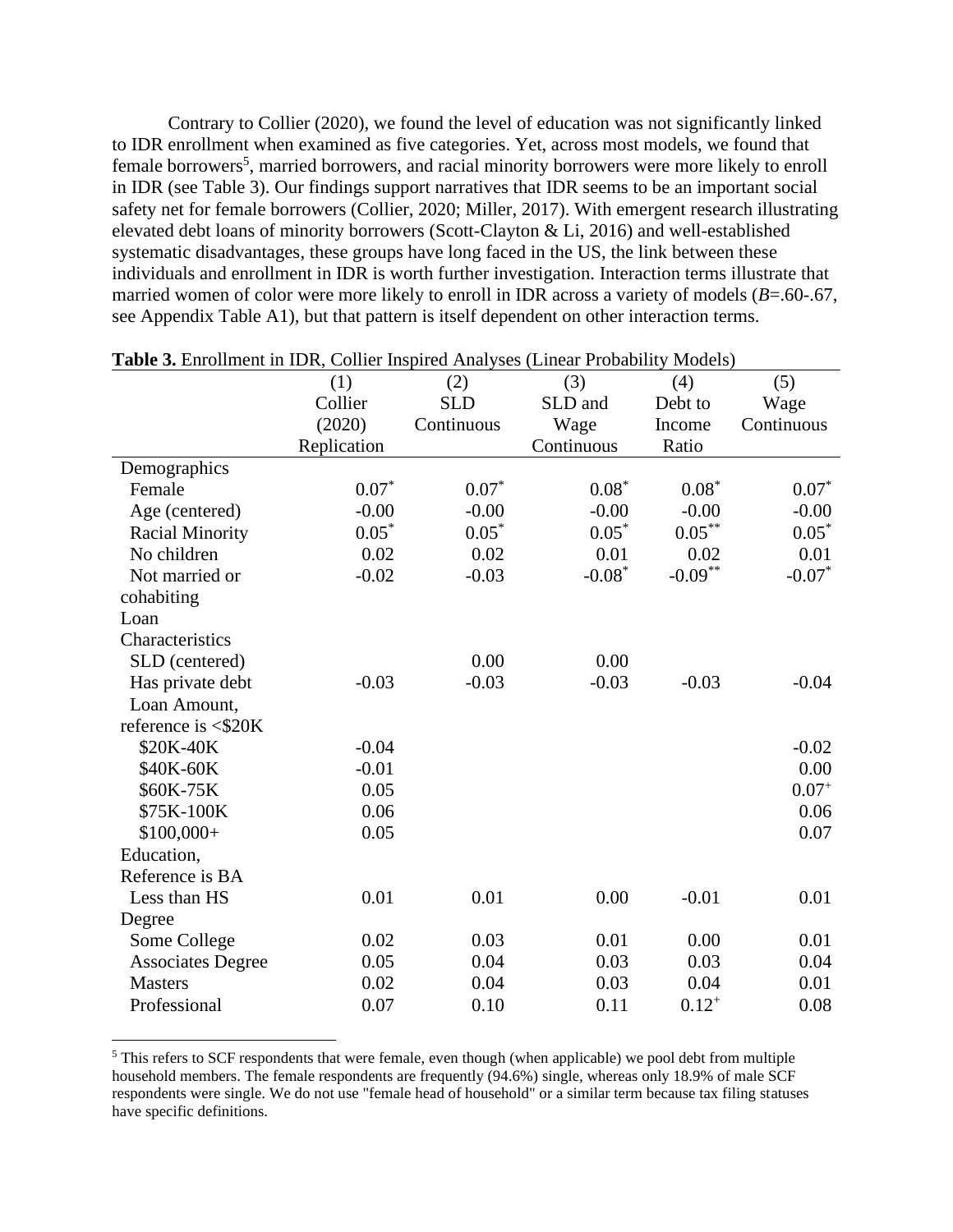Contrary to Collier (2020), we found the level of education was not significantly linked to IDR enrollment when examined as five categories. Yet, across most models, we found that female borrowers[5], married borrowers, and racial minority borrowers were more likely to enroll in IDR (see Table 3). Our findings support narratives that IDR seems to be an important social safety net for female borrowers (Collier, 2020; Miller, 2017). With emergent research illustrating elevated debt loans of minority borrowers (Scott-Clayton & Li, 2016) and well-established systematic disadvantages, these groups have long faced in the US, the link between these individuals and enrollment in IDR is worth further investigation. Interaction terms illustrate that married women of color were more likely to enroll in IDR across a variety of models (*B*=.60-.67, see Appendix Table A1), but that pattern is itself dependent on other interaction terms.

**Table 3.** Enrollment in IDR, Collier Inspired Analyses (Linear Probability Models)

| | (1) Collier (2020) Replication | (2) SLD Continuous | (3) SLD and Wage Continuous | (4) Debt to Income Ratio | (5) Wage Continuous |
|---|---|---|---|---|---|
| Demographics | | | | | |
| Female | $0.07^{*}$ | $0.07^{*}$ | $0.08^{*}$ | $0.08^{*}$ | $0.07^{*}$ |
| Age (centered) | -0.00 | -0.00 | -0.00 | -0.00 | -0.00 |
| Racial Minority | $0.05^{*}$ | $0.05^{*}$ | $0.05^{*}$ | $0.05^{**}$ | $0.05^{*}$ |
| No children | 0.02 | 0.02 | 0.01 | 0.02 | 0.01 |
| Not married or cohabiting | -0.02 | -0.03 | $-0.08^{*}$ | $-0.09^{**}$ | $-0.07^{*}$ |
| Loan Characteristics | | | | | |
| SLD (centered) | | 0.00 | 0.00 | | |
| Has private debt | -0.03 | -0.03 | -0.03 | -0.03 | -0.04 |
| Loan Amount, reference is <$20K | | | | | |
| $20K-40K | -0.04 | | | | -0.02 |
| $40K-60K | -0.01 | | | | 0.00 |
| $60K-75K | 0.05 | | | | $0.07^{+}$ |
| $75K-100K | 0.06 | | | | 0.06 |
| $100,000+ | 0.05 | | | | 0.07 |
| Education, Reference is BA | | | | | |
| Less than HS Degree | 0.01 | 0.01 | 0.00 | -0.01 | 0.01 |
| Some College | 0.02 | 0.03 | 0.01 | 0.00 | 0.01 |
| Associates Degree | 0.05 | 0.04 | 0.03 | 0.03 | 0.04 |
| Masters | 0.02 | 0.04 | 0.03 | 0.04 | 0.01 |
| Professional | 0.07 | 0.10 | 0.11 | $0.12^{+}$ | 0.08 |

[5] This refers to SCF respondents that were female, even though (when applicable) we pool debt from multiple household members. The female respondents are frequently (94.6%) single, whereas only 18.9% of male SCF respondents were single. We do not use "female head of household" or a similar term because tax filing statuses have specific definitions.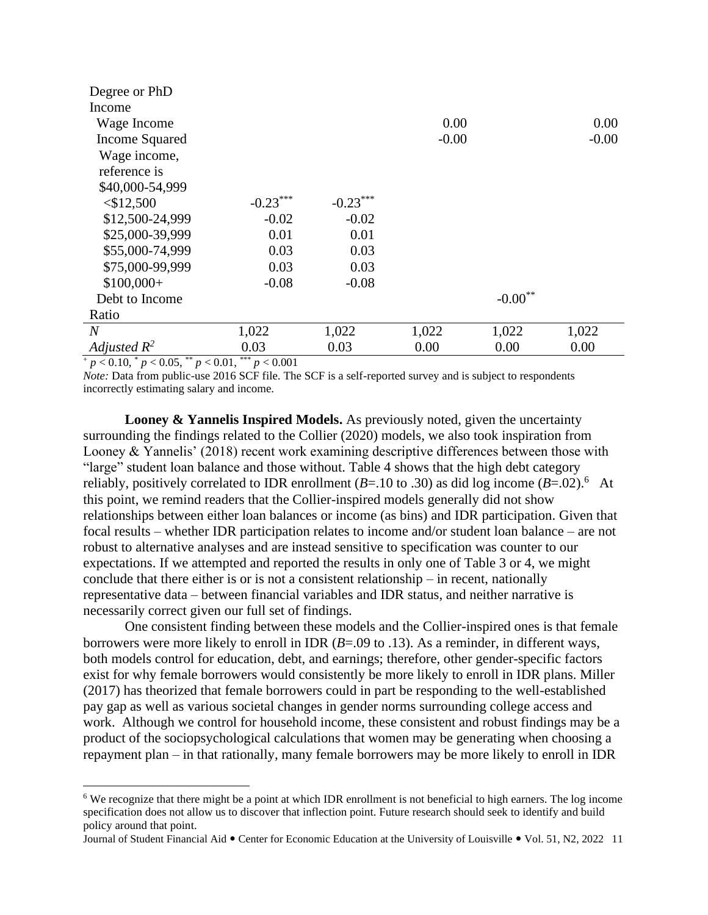| | | | | | |
|---|---|---|---|---|---|
| Degree or PhD | | | | | |
| Income | | | | | |
| Wage Income | | | 0.00 | | 0.00 |
| Income Squared | | | -0.00 | | -0.00 |
| Wage income, reference is $40,000-54,999 | | | | | |
| <$12,500 | -0.23*** | -0.23*** | | | |
| $12,500-24,999 | -0.02 | -0.02 | | | |
| $25,000-39,999 | 0.01 | 0.01 | | | |
| $55,000-74,999 | 0.03 | 0.03 | | | |
| $75,000-99,999 | 0.03 | 0.03 | | | |
| $100,000+ | -0.08 | -0.08 | | | |
| Debt to Income Ratio | | | | -0.00** | |
| *N* | 1,022 | 1,022 | 1,022 | 1,022 | 1,022 |
| *Adjusted* $R^2$ | 0.03 | 0.03 | 0.00 | 0.00 | 0.00 |

$^{+}$ $p < 0.10$, $^{*}$ $p < 0.05$, $^{**}$ $p < 0.01$, $^{***}$ $p < 0.001$

*Note:* Data from public-use 2016 SCF file. The SCF is a self-reported survey and is subject to respondents incorrectly estimating salary and income.

**Looney & Yannelis Inspired Models.** As previously noted, given the uncertainty surrounding the findings related to the Collier (2020) models, we also took inspiration from Looney & Yannelis' (2018) recent work examining descriptive differences between those with "large" student loan balance and those without. Table 4 shows that the high debt category reliably, positively correlated to IDR enrollment (*B*=.10 to .30) as did log income (*B*=.02).[6] At this point, we remind readers that the Collier-inspired models generally did not show relationships between either loan balances or income (as bins) and IDR participation. Given that focal results – whether IDR participation relates to income and/or student loan balance – are not robust to alternative analyses and are instead sensitive to specification was counter to our expectations. If we attempted and reported the results in only one of Table 3 or 4, we might conclude that there either is or is not a consistent relationship – in recent, nationally representative data – between financial variables and IDR status, and neither narrative is necessarily correct given our full set of findings.

One consistent finding between these models and the Collier-inspired ones is that female borrowers were more likely to enroll in IDR (*B*=.09 to .13). As a reminder, in different ways, both models control for education, debt, and earnings; therefore, other gender-specific factors exist for why female borrowers would consistently be more likely to enroll in IDR plans. Miller (2017) has theorized that female borrowers could in part be responding to the well-established pay gap as well as various societal changes in gender norms surrounding college access and work. Although we control for household income, these consistent and robust findings may be a product of the sociopsychological calculations that women may be generating when choosing a repayment plan – in that rationally, many female borrowers may be more likely to enroll in IDR

[6] We recognize that there might be a point at which IDR enrollment is not beneficial to high earners. The log income specification does not allow us to discover that inflection point. Future research should seek to identify and build policy around that point.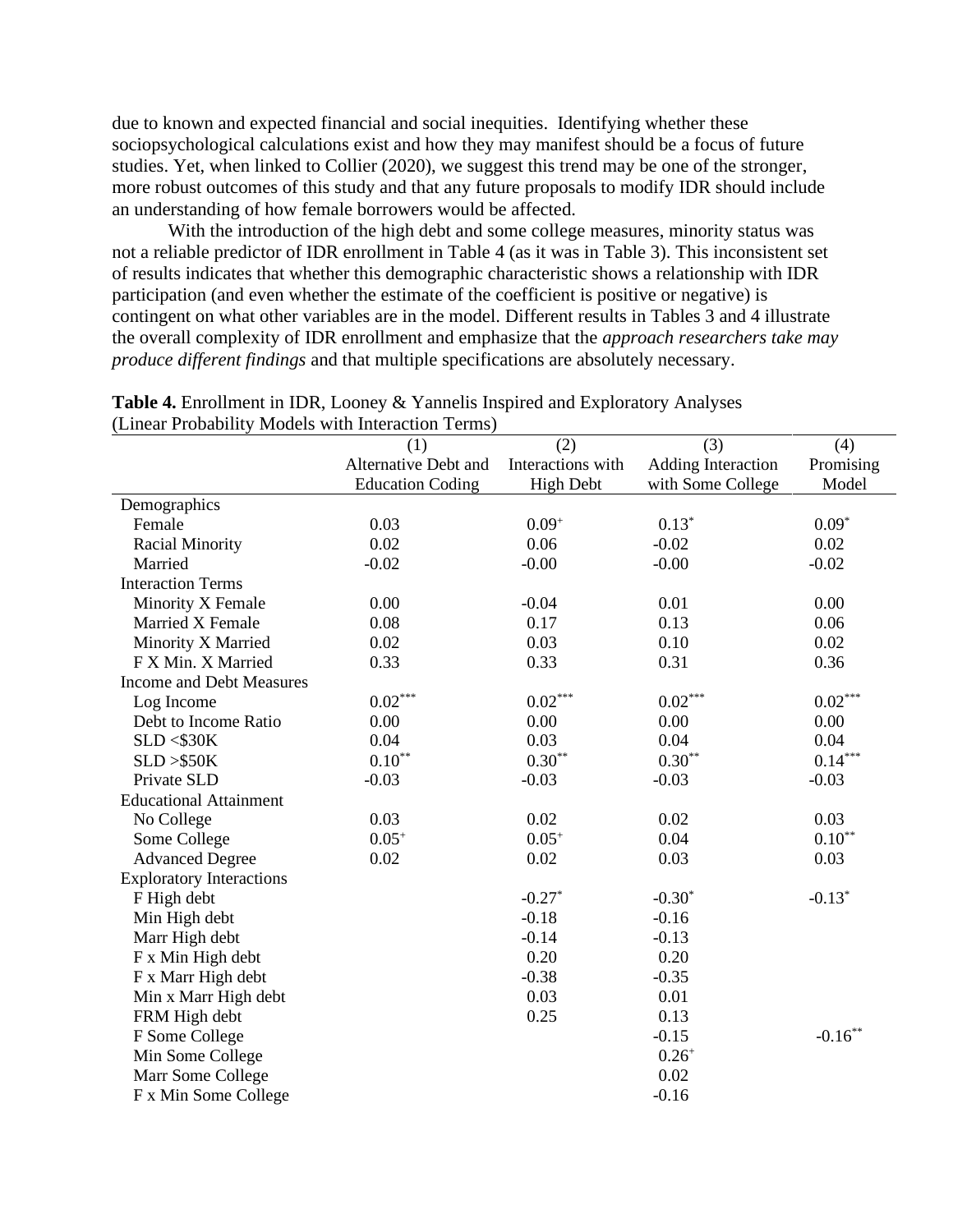due to known and expected financial and social inequities. Identifying whether these sociopsychological calculations exist and how they may manifest should be a focus of future studies. Yet, when linked to Collier (2020), we suggest this trend may be one of the stronger, more robust outcomes of this study and that any future proposals to modify IDR should include an understanding of how female borrowers would be affected.

With the introduction of the high debt and some college measures, minority status was not a reliable predictor of IDR enrollment in Table 4 (as it was in Table 3). This inconsistent set of results indicates that whether this demographic characteristic shows a relationship with IDR participation (and even whether the estimate of the coefficient is positive or negative) is contingent on what other variables are in the model. Different results in Tables 3 and 4 illustrate the overall complexity of IDR enrollment and emphasize that the *approach researchers take may produce different findings* and that multiple specifications are absolutely necessary.

**Table 4.** Enrollment in IDR, Looney & Yannelis Inspired and Exploratory Analyses (Linear Probability Models with Interaction Terms)

| | (1) Alternative Debt and Education Coding | (2) Interactions with High Debt | (3) Adding Interaction with Some College | (4) Promising Model |
|---|---|---|---|---|
| Demographics | | | | |
| Female | 0.03 | $0.09^{+}$ | $0.13^{*}$ | $0.09^{*}$ |
| Racial Minority | 0.02 | 0.06 | -0.02 | 0.02 |
| Married | -0.02 | -0.00 | -0.00 | -0.02 |
| Interaction Terms | | | | |
| Minority X Female | 0.00 | -0.04 | 0.01 | 0.00 |
| Married X Female | 0.08 | 0.17 | 0.13 | 0.06 |
| Minority X Married | 0.02 | 0.03 | 0.10 | 0.02 |
| F X Min. X Married | 0.33 | 0.33 | 0.31 | 0.36 |
| Income and Debt Measures | | | | |
| Log Income | $0.02^{***}$ | $0.02^{***}$ | $0.02^{***}$ | $0.02^{***}$ |
| Debt to Income Ratio | 0.00 | 0.00 | 0.00 | 0.00 |
| SLD <$30K | 0.04 | 0.03 | 0.04 | 0.04 |
| SLD >$50K | $0.10^{**}$ | $0.30^{**}$ | $0.30^{**}$ | $0.14^{***}$ |
| Private SLD | -0.03 | -0.03 | -0.03 | -0.03 |
| Educational Attainment | | | | |
| No College | 0.03 | 0.02 | 0.02 | 0.03 |
| Some College | $0.05^{+}$ | $0.05^{+}$ | 0.04 | $0.10^{**}$ |
| Advanced Degree | 0.02 | 0.02 | 0.03 | 0.03 |
| Exploratory Interactions | | | | |
| F High debt | | $-0.27^{*}$ | $-0.30^{*}$ | $-0.13^{*}$ |
| Min High debt | | -0.18 | -0.16 | |
| Marr High debt | | -0.14 | -0.13 | |
| F x Min High debt | | 0.20 | 0.20 | |
| F x Marr High debt | | -0.38 | -0.35 | |
| Min x Marr High debt | | 0.03 | 0.01 | |
| FRM High debt | | 0.25 | 0.13 | |
| F Some College | | | -0.15 | $-0.16^{**}$ |
| Min Some College | | | $0.26^{+}$ | |
| Marr Some College | | | 0.02 | |
| F x Min Some College | | | -0.16 | |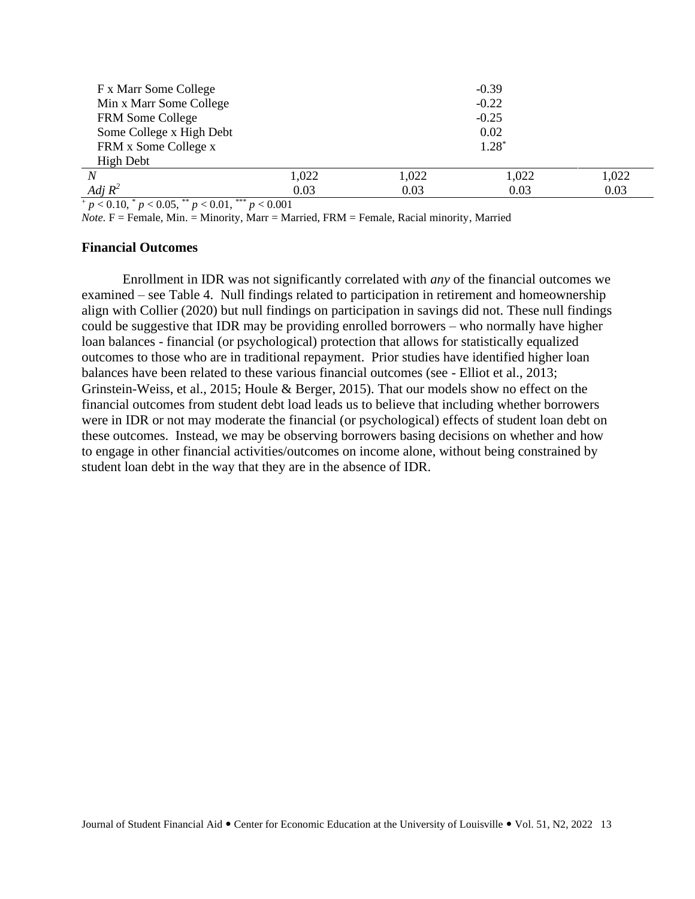| | | | | |
|---|---|---|---|---|
| F x Marr Some College | | | -0.39 | |
| Min x Marr Some College | | | -0.22 | |
| FRM Some College | | | -0.25 | |
| Some College x High Debt | | | 0.02 | |
| FRM x Some College x High Debt | | | 1.28* | |
| *N* | 1,022 | 1,022 | 1,022 | 1,022 |
| *Adj* $R^2$ | 0.03 | 0.03 | 0.03 | 0.03 |

$^{+}$ $p < 0.10$, $^{*}$ $p < 0.05$, $^{**}$ $p < 0.01$, $^{***}$ $p < 0.001$

*Note.* F = Female, Min. = Minority, Marr = Married, FRM = Female, Racial minority, Married

### Financial Outcomes

Enrollment in IDR was not significantly correlated with *any* of the financial outcomes we examined – see Table 4. Null findings related to participation in retirement and homeownership align with Collier (2020) but null findings on participation in savings did not. These null findings could be suggestive that IDR may be providing enrolled borrowers – who normally have higher loan balances - financial (or psychological) protection that allows for statistically equalized outcomes to those who are in traditional repayment. Prior studies have identified higher loan balances have been related to these various financial outcomes (see - Elliot et al., 2013; Grinstein-Weiss, et al., 2015; Houle & Berger, 2015). That our models show no effect on the financial outcomes from student debt load leads us to believe that including whether borrowers were in IDR or not may moderate the financial (or psychological) effects of student loan debt on these outcomes. Instead, we may be observing borrowers basing decisions on whether and how to engage in other financial activities/outcomes on income alone, without being constrained by student loan debt in the way that they are in the absence of IDR.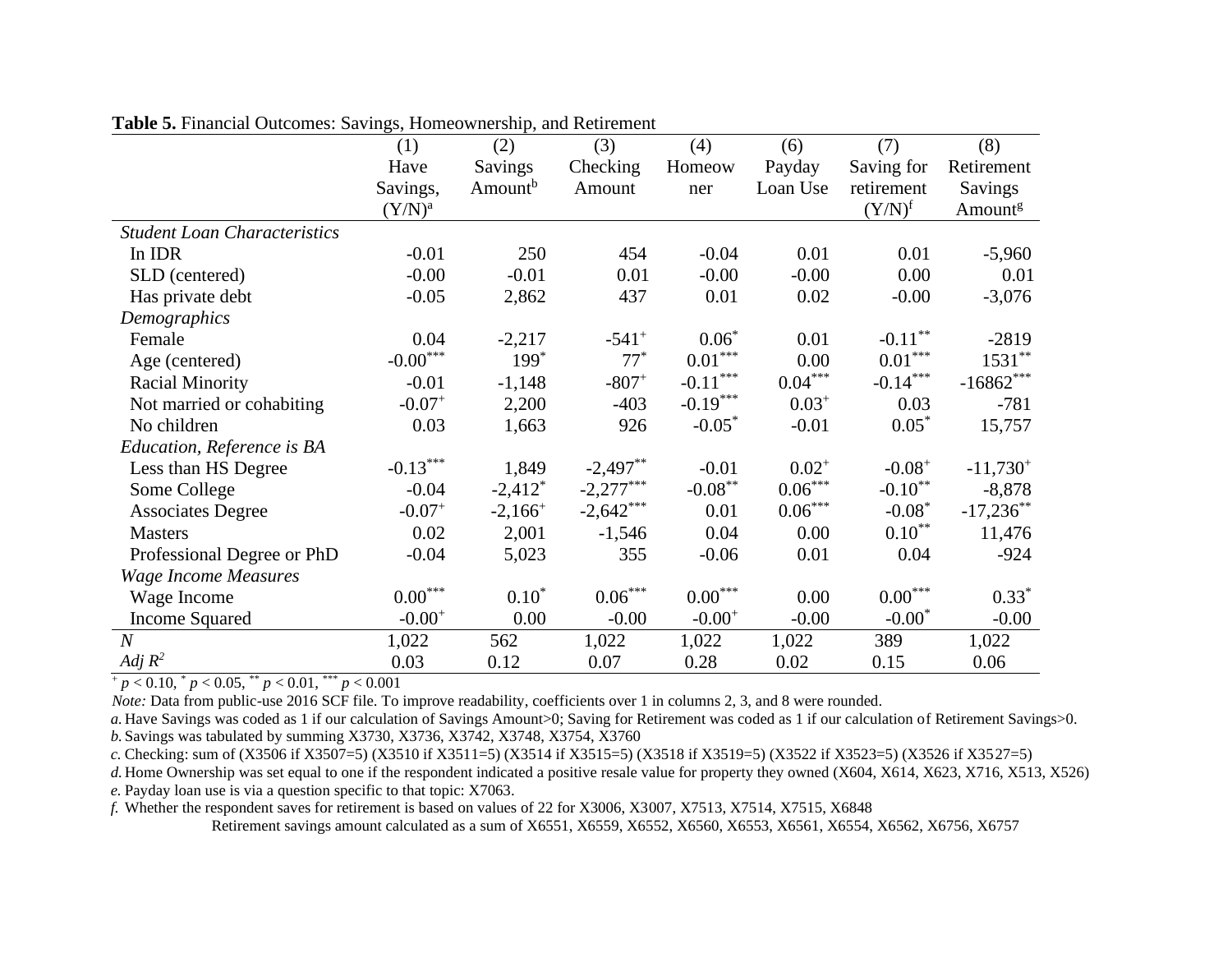**Table 5.** Financial Outcomes: Savings, Homeownership, and Retirement

| | (1) Have Savings, (Y/N)[a] | (2) Savings Amount[b] | (3) Checking Amount | (4) Homeowner | (6) Payday Loan Use | (7) Saving for retirement (Y/N)[f] | (8) Retirement Savings Amount[g] |
|---|---|---|---|---|---|---|---|
| *Student Loan Characteristics* | | | | | | | |
| In IDR | -0.01 | 250 | 454 | -0.04 | 0.01 | 0.01 | -5,960 |
| SLD (centered) | -0.00 | -0.01 | 0.01 | -0.00 | -0.00 | 0.00 | 0.01 |
| Has private debt | -0.05 | 2,862 | 437 | 0.01 | 0.02 | -0.00 | -3,076 |
| *Demographics* | | | | | | | |
| Female | 0.04 | -2,217 | $-541^{+}$ | $0.06^{*}$ | 0.01 | $-0.11^{**}$ | -2819 |
| Age (centered) | $-0.00^{***}$ | $199^{*}$ | $77^{*}$ | $0.01^{***}$ | 0.00 | $0.01^{***}$ | $1531^{**}$ |
| Racial Minority | -0.01 | -1,148 | $-807^{+}$ | $-0.11^{***}$ | $0.04^{***}$ | $-0.14^{***}$ | $-16862^{***}$ |
| Not married or cohabiting | $-0.07^{+}$ | 2,200 | -403 | $-0.19^{***}$ | $0.03^{+}$ | 0.03 | -781 |
| No children | 0.03 | 1,663 | 926 | $-0.05^{*}$ | -0.01 | $0.05^{*}$ | 15,757 |
| *Education, Reference is BA* | | | | | | | |
| Less than HS Degree | $-0.13^{***}$ | 1,849 | $-2,497^{**}$ | -0.01 | $0.02^{+}$ | $-0.08^{+}$ | $-11,730^{+}$ |
| Some College | -0.04 | $-2,412^{*}$ | $-2,277^{***}$ | $-0.08^{**}$ | $0.06^{***}$ | $-0.10^{**}$ | -8,878 |
| Associates Degree | $-0.07^{+}$ | $-2,166^{+}$ | $-2,642^{***}$ | 0.01 | $0.06^{***}$ | $-0.08^{*}$ | $-17,236^{**}$ |
| Masters | 0.02 | 2,001 | -1,546 | 0.04 | 0.00 | $0.10^{**}$ | 11,476 |
| Professional Degree or PhD | -0.04 | 5,023 | 355 | -0.06 | 0.01 | 0.04 | -924 |
| *Wage Income Measures* | | | | | | | |
| Wage Income | $0.00^{***}$ | $0.10^{*}$ | $0.06^{***}$ | $0.00^{***}$ | 0.00 | $0.00^{***}$ | $0.33^{*}$ |
| Income Squared | $-0.00^{+}$ | 0.00 | -0.00 | $-0.00^{+}$ | -0.00 | $-0.00^{*}$ | -0.00 |
| *N* | 1,022 | 562 | 1,022 | 1,022 | 1,022 | 389 | 1,022 |
| *Adj* $R^2$ | 0.03 | 0.12 | 0.07 | 0.28 | 0.02 | 0.15 | 0.06 |

$^{+}p < 0.10$, $^{*}p < 0.05$, $^{**}p < 0.01$, $^{***}p < 0.001$

*Note:* Data from public-use 2016 SCF file. To improve readability, coefficients over 1 in columns 2, 3, and 8 were rounded.

*a.* Have Savings was coded as 1 if our calculation of Savings Amount>0; Saving for Retirement was coded as 1 if our calculation of Retirement Savings>0.

*b.* Savings was tabulated by summing X3730, X3736, X3742, X3748, X3754, X3760

*c.* Checking: sum of (X3506 if X3507=5) (X3510 if X3511=5) (X3514 if X3515=5) (X3518 if X3519=5) (X3522 if X3523=5) (X3526 if X3527=5)

*d.* Home Ownership was set equal to one if the respondent indicated a positive resale value for property they owned (X604, X614, X623, X716, X513, X526)

*e.* Payday loan use is via a question specific to that topic: X7063.

*f.* Whether the respondent saves for retirement is based on values of 22 for X3006, X3007, X7513, X7514, X7515, X6848

Retirement savings amount calculated as a sum of X6551, X6559, X6552, X6560, X6553, X6561, X6554, X6562, X6756, X6757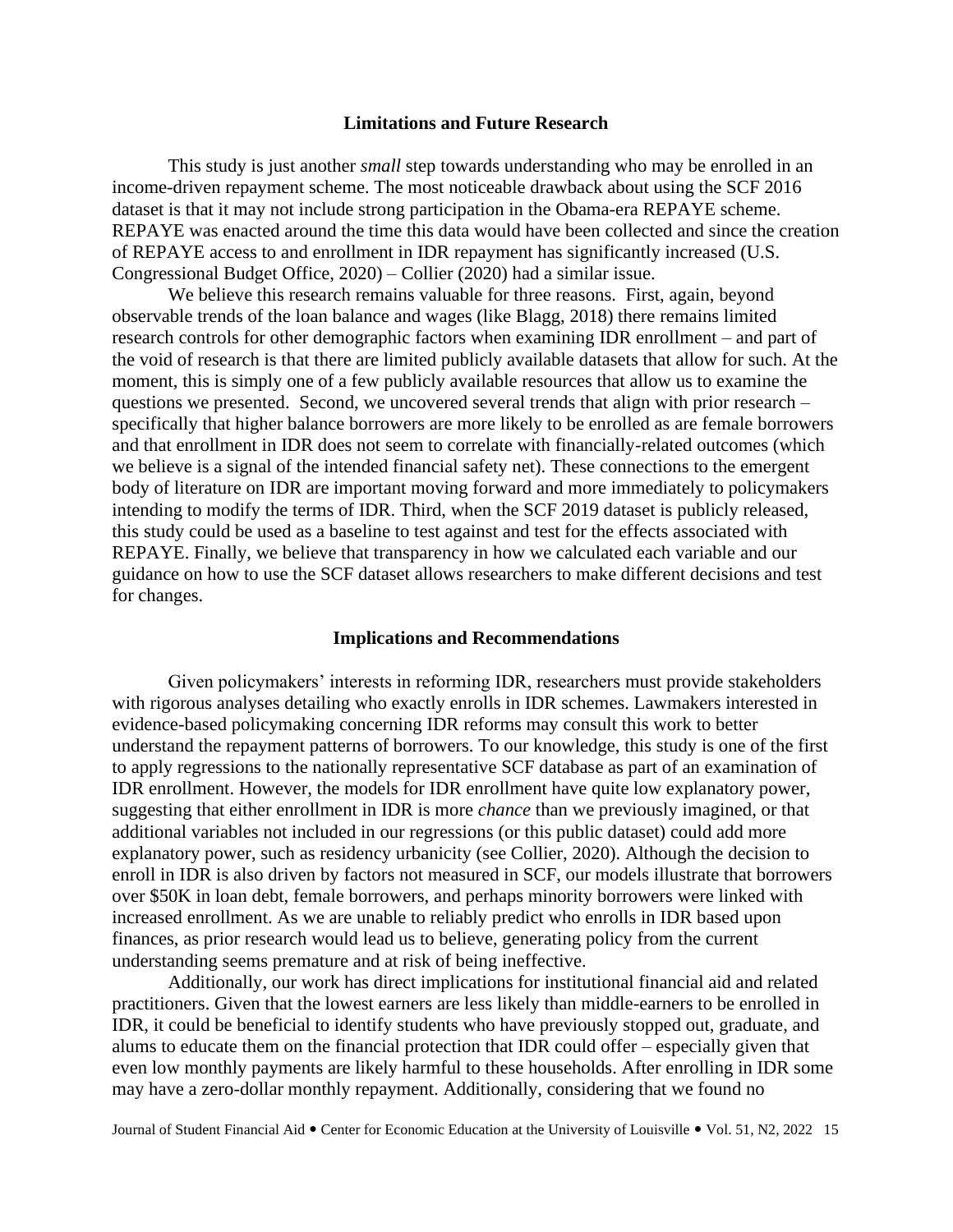## Limitations and Future Research

This study is just another *small* step towards understanding who may be enrolled in an income-driven repayment scheme. The most noticeable drawback about using the SCF 2016 dataset is that it may not include strong participation in the Obama-era REPAYE scheme. REPAYE was enacted around the time this data would have been collected and since the creation of REPAYE access to and enrollment in IDR repayment has significantly increased (U.S. Congressional Budget Office, 2020) – Collier (2020) had a similar issue.

We believe this research remains valuable for three reasons. First, again, beyond observable trends of the loan balance and wages (like Blagg, 2018) there remains limited research controls for other demographic factors when examining IDR enrollment – and part of the void of research is that there are limited publicly available datasets that allow for such. At the moment, this is simply one of a few publicly available resources that allow us to examine the questions we presented. Second, we uncovered several trends that align with prior research – specifically that higher balance borrowers are more likely to be enrolled as are female borrowers and that enrollment in IDR does not seem to correlate with financially-related outcomes (which we believe is a signal of the intended financial safety net). These connections to the emergent body of literature on IDR are important moving forward and more immediately to policymakers intending to modify the terms of IDR. Third, when the SCF 2019 dataset is publicly released, this study could be used as a baseline to test against and test for the effects associated with REPAYE. Finally, we believe that transparency in how we calculated each variable and our guidance on how to use the SCF dataset allows researchers to make different decisions and test for changes.

## Implications and Recommendations

Given policymakers' interests in reforming IDR, researchers must provide stakeholders with rigorous analyses detailing who exactly enrolls in IDR schemes. Lawmakers interested in evidence-based policymaking concerning IDR reforms may consult this work to better understand the repayment patterns of borrowers. To our knowledge, this study is one of the first to apply regressions to the nationally representative SCF database as part of an examination of IDR enrollment. However, the models for IDR enrollment have quite low explanatory power, suggesting that either enrollment in IDR is more *chance* than we previously imagined, or that additional variables not included in our regressions (or this public dataset) could add more explanatory power, such as residency urbanicity (see Collier, 2020). Although the decision to enroll in IDR is also driven by factors not measured in SCF, our models illustrate that borrowers over $50K in loan debt, female borrowers, and perhaps minority borrowers were linked with increased enrollment. As we are unable to reliably predict who enrolls in IDR based upon finances, as prior research would lead us to believe, generating policy from the current understanding seems premature and at risk of being ineffective.

Additionally, our work has direct implications for institutional financial aid and related practitioners. Given that the lowest earners are less likely than middle-earners to be enrolled in IDR, it could be beneficial to identify students who have previously stopped out, graduate, and alums to educate them on the financial protection that IDR could offer – especially given that even low monthly payments are likely harmful to these households. After enrolling in IDR some may have a zero-dollar monthly repayment. Additionally, considering that we found no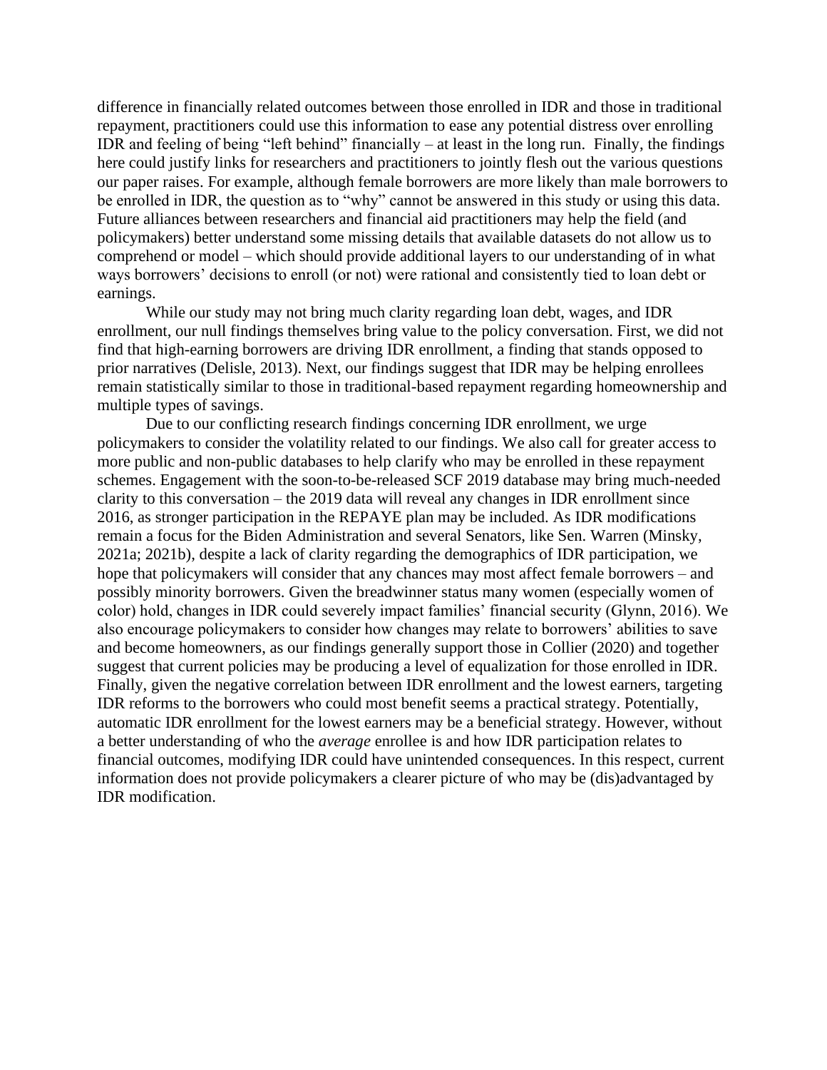difference in financially related outcomes between those enrolled in IDR and those in traditional repayment, practitioners could use this information to ease any potential distress over enrolling IDR and feeling of being "left behind" financially – at least in the long run. Finally, the findings here could justify links for researchers and practitioners to jointly flesh out the various questions our paper raises. For example, although female borrowers are more likely than male borrowers to be enrolled in IDR, the question as to "why" cannot be answered in this study or using this data. Future alliances between researchers and financial aid practitioners may help the field (and policymakers) better understand some missing details that available datasets do not allow us to comprehend or model – which should provide additional layers to our understanding of in what ways borrowers' decisions to enroll (or not) were rational and consistently tied to loan debt or earnings.

While our study may not bring much clarity regarding loan debt, wages, and IDR enrollment, our null findings themselves bring value to the policy conversation. First, we did not find that high-earning borrowers are driving IDR enrollment, a finding that stands opposed to prior narratives (Delisle, 2013). Next, our findings suggest that IDR may be helping enrollees remain statistically similar to those in traditional-based repayment regarding homeownership and multiple types of savings.

Due to our conflicting research findings concerning IDR enrollment, we urge policymakers to consider the volatility related to our findings. We also call for greater access to more public and non-public databases to help clarify who may be enrolled in these repayment schemes. Engagement with the soon-to-be-released SCF 2019 database may bring much-needed clarity to this conversation – the 2019 data will reveal any changes in IDR enrollment since 2016, as stronger participation in the REPAYE plan may be included. As IDR modifications remain a focus for the Biden Administration and several Senators, like Sen. Warren (Minsky, 2021a; 2021b), despite a lack of clarity regarding the demographics of IDR participation, we hope that policymakers will consider that any chances may most affect female borrowers – and possibly minority borrowers. Given the breadwinner status many women (especially women of color) hold, changes in IDR could severely impact families' financial security (Glynn, 2016). We also encourage policymakers to consider how changes may relate to borrowers' abilities to save and become homeowners, as our findings generally support those in Collier (2020) and together suggest that current policies may be producing a level of equalization for those enrolled in IDR. Finally, given the negative correlation between IDR enrollment and the lowest earners, targeting IDR reforms to the borrowers who could most benefit seems a practical strategy. Potentially, automatic IDR enrollment for the lowest earners may be a beneficial strategy. However, without a better understanding of who the *average* enrollee is and how IDR participation relates to financial outcomes, modifying IDR could have unintended consequences. In this respect, current information does not provide policymakers a clearer picture of who may be (dis)advantaged by IDR modification.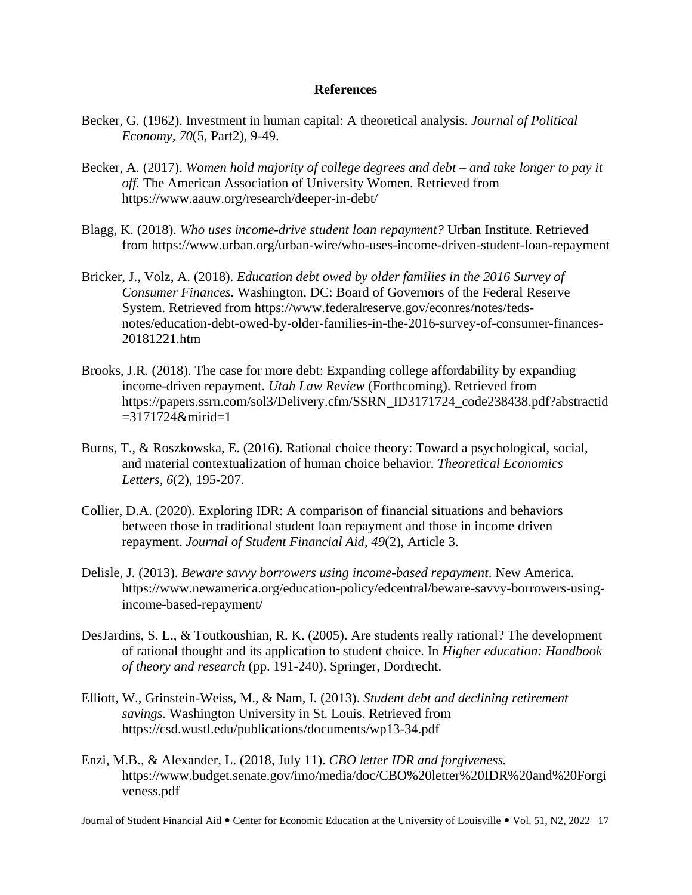## References

Becker, G. (1962). Investment in human capital: A theoretical analysis. *Journal of Political Economy, 70*(5, Part2), 9-49.

Becker, A. (2017). *Women hold majority of college degrees and debt – and take longer to pay it off.* The American Association of University Women. Retrieved from https://www.aauw.org/research/deeper-in-debt/

Blagg, K. (2018). *Who uses income-drive student loan repayment?* Urban Institute. Retrieved from https://www.urban.org/urban-wire/who-uses-income-driven-student-loan-repayment

Bricker, J., Volz, A. (2018). *Education debt owed by older families in the 2016 Survey of Consumer Finances.* Washington, DC: Board of Governors of the Federal Reserve System. Retrieved from https://www.federalreserve.gov/econres/notes/feds-notes/education-debt-owed-by-older-families-in-the-2016-survey-of-consumer-finances-20181221.htm

Brooks, J.R. (2018). The case for more debt: Expanding college affordability by expanding income-driven repayment. *Utah Law Review* (Forthcoming). Retrieved from https://papers.ssrn.com/sol3/Delivery.cfm/SSRN_ID3171724_code238438.pdf?abstractid=3171724&mirid=1

Burns, T., & Roszkowska, E. (2016). Rational choice theory: Toward a psychological, social, and material contextualization of human choice behavior. *Theoretical Economics Letters*, *6*(2), 195-207.

Collier, D.A. (2020). Exploring IDR: A comparison of financial situations and behaviors between those in traditional student loan repayment and those in income driven repayment. *Journal of Student Financial Aid, 49*(2), Article 3.

Delisle, J. (2013). *Beware savvy borrowers using income-based repayment*. New America. https://www.newamerica.org/education-policy/edcentral/beware-savvy-borrowers-using-income-based-repayment/

DesJardins, S. L., & Toutkoushian, R. K. (2005). Are students really rational? The development of rational thought and its application to student choice. In *Higher education: Handbook of theory and research* (pp. 191-240). Springer, Dordrecht.

Elliott, W., Grinstein-Weiss, M., & Nam, I. (2013). *Student debt and declining retirement savings.* Washington University in St. Louis. Retrieved from https://csd.wustl.edu/publications/documents/wp13-34.pdf

Enzi, M.B., & Alexander, L. (2018, July 11). *CBO letter IDR and forgiveness.* https://www.budget.senate.gov/imo/media/doc/CBO%20letter%20IDR%20and%20Forgiveness.pdf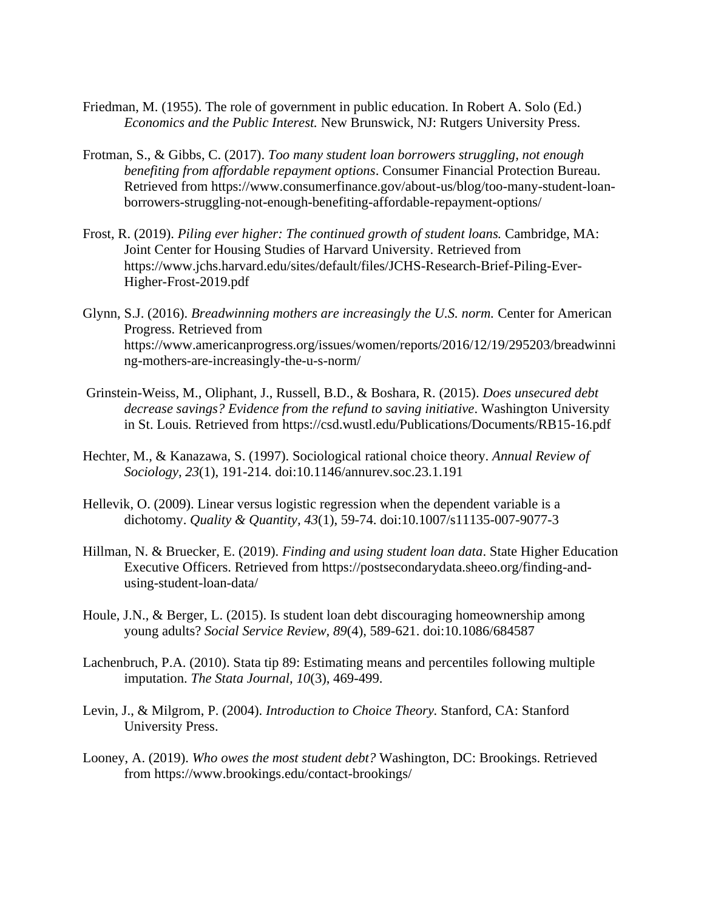Friedman, M. (1955). The role of government in public education. In Robert A. Solo (Ed.) *Economics and the Public Interest.* New Brunswick, NJ: Rutgers University Press.

Frotman, S., & Gibbs, C. (2017). *Too many student loan borrowers struggling, not enough benefiting from affordable repayment options*. Consumer Financial Protection Bureau. Retrieved from https://www.consumerfinance.gov/about-us/blog/too-many-student-loan-borrowers-struggling-not-enough-benefiting-affordable-repayment-options/

Frost, R. (2019). *Piling ever higher: The continued growth of student loans.* Cambridge, MA: Joint Center for Housing Studies of Harvard University. Retrieved from https://www.jchs.harvard.edu/sites/default/files/JCHS-Research-Brief-Piling-Ever-Higher-Frost-2019.pdf

Glynn, S.J. (2016). *Breadwinning mothers are increasingly the U.S. norm.* Center for American Progress. Retrieved from https://www.americanprogress.org/issues/women/reports/2016/12/19/295203/breadwinning-mothers-are-increasingly-the-u-s-norm/

Grinstein-Weiss, M., Oliphant, J., Russell, B.D., & Boshara, R. (2015). *Does unsecured debt decrease savings? Evidence from the refund to saving initiative*. Washington University in St. Louis. Retrieved from https://csd.wustl.edu/Publications/Documents/RB15-16.pdf

Hechter, M., & Kanazawa, S. (1997). Sociological rational choice theory. *Annual Review of Sociology, 23*(1), 191-214. doi:10.1146/annurev.soc.23.1.191

Hellevik, O. (2009). Linear versus logistic regression when the dependent variable is a dichotomy. *Quality & Quantity, 43*(1), 59-74. doi:10.1007/s11135-007-9077-3

Hillman, N. & Bruecker, E. (2019). *Finding and using student loan data*. State Higher Education Executive Officers. Retrieved from https://postsecondarydata.sheeo.org/finding-and-using-student-loan-data/

Houle, J.N., & Berger, L. (2015). Is student loan debt discouraging homeownership among young adults? *Social Service Review, 89*(4), 589-621. doi:10.1086/684587

Lachenbruch, P.A. (2010). Stata tip 89: Estimating means and percentiles following multiple imputation. *The Stata Journal, 10*(3), 469-499.

Levin, J., & Milgrom, P. (2004). *Introduction to Choice Theory.* Stanford, CA: Stanford University Press.

Looney, A. (2019). *Who owes the most student debt?* Washington, DC: Brookings. Retrieved from https://www.brookings.edu/contact-brookings/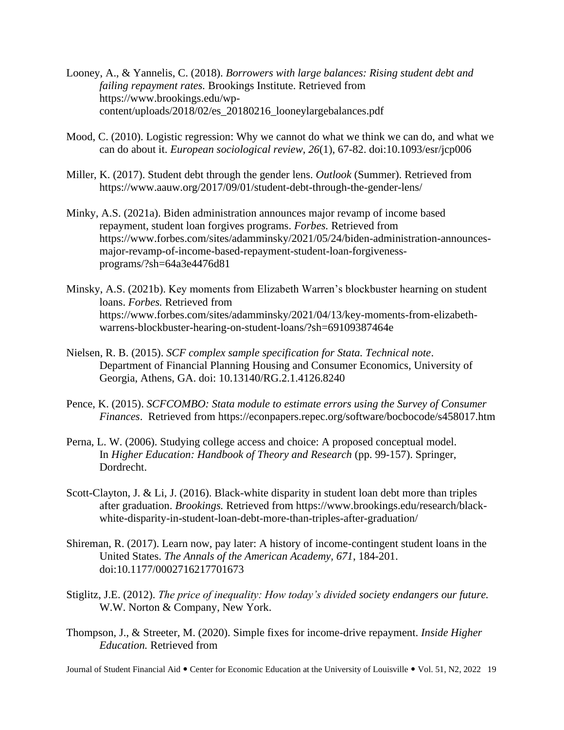Looney, A., & Yannelis, C. (2018). *Borrowers with large balances: Rising student debt and failing repayment rates.* Brookings Institute. Retrieved from https://www.brookings.edu/wp-content/uploads/2018/02/es_20180216_looneylargebalances.pdf

Mood, C. (2010). Logistic regression: Why we cannot do what we think we can do, and what we can do about it. *European sociological review, 26*(1), 67-82. doi:10.1093/esr/jcp006

Miller, K. (2017). Student debt through the gender lens. *Outlook* (Summer). Retrieved from https://www.aauw.org/2017/09/01/student-debt-through-the-gender-lens/

Minky, A.S. (2021a). Biden administration announces major revamp of income based repayment, student loan forgives programs. *Forbes.* Retrieved from https://www.forbes.com/sites/adamminsky/2021/05/24/biden-administration-announces-major-revamp-of-income-based-repayment-student-loan-forgiveness-programs/?sh=64a3e4476d81

Minsky, A.S. (2021b). Key moments from Elizabeth Warren's blockbuster hearning on student loans. *Forbes.* Retrieved from https://www.forbes.com/sites/adamminsky/2021/04/13/key-moments-from-elizabeth-warrens-blockbuster-hearing-on-student-loans/?sh=69109387464e

Nielsen, R. B. (2015). *SCF complex sample specification for Stata. Technical note*. Department of Financial Planning Housing and Consumer Economics, University of Georgia, Athens, GA. doi: 10.13140/RG.2.1.4126.8240

Pence, K. (2015). *SCFCOMBO: Stata module to estimate errors using the Survey of Consumer Finances*. Retrieved from https://econpapers.repec.org/software/bocbocode/s458017.htm

Perna, L. W. (2006). Studying college access and choice: A proposed conceptual model. In *Higher Education: Handbook of Theory and Research* (pp. 99-157). Springer, Dordrecht.

Scott-Clayton, J. & Li, J. (2016). Black-white disparity in student loan debt more than triples after graduation. *Brookings.* Retrieved from https://www.brookings.edu/research/black-white-disparity-in-student-loan-debt-more-than-triples-after-graduation/

Shireman, R. (2017). Learn now, pay later: A history of income-contingent student loans in the United States. *The Annals of the American Academy, 671*, 184-201. doi:10.1177/0002716217701673

Stiglitz, J.E. (2012). *The price of inequality: How today's divided society endangers our future.* W.W. Norton & Company, New York.

Thompson, J., & Streeter, M. (2020). Simple fixes for income-drive repayment. *Inside Higher Education.* Retrieved from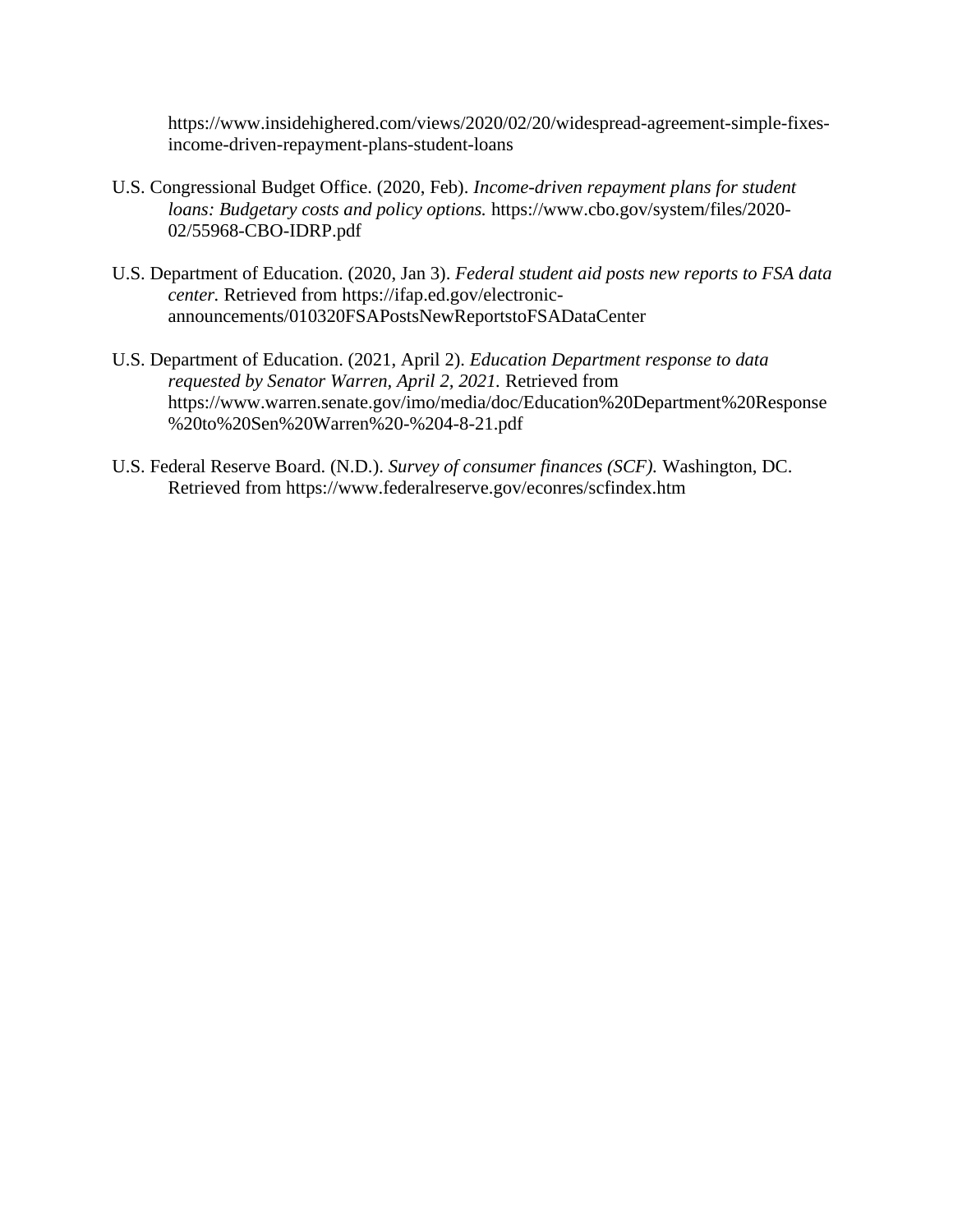https://www.insidehighered.com/views/2020/02/20/widespread-agreement-simple-fixes-income-driven-repayment-plans-student-loans

U.S. Congressional Budget Office. (2020, Feb). *Income-driven repayment plans for student loans: Budgetary costs and policy options.* https://www.cbo.gov/system/files/2020-02/55968-CBO-IDRP.pdf

U.S. Department of Education. (2020, Jan 3). *Federal student aid posts new reports to FSA data center.* Retrieved from https://ifap.ed.gov/electronic-announcements/010320FSAPostsNewReportstoFSADataCenter

U.S. Department of Education. (2021, April 2). *Education Department response to data requested by Senator Warren, April 2, 2021.* Retrieved from https://www.warren.senate.gov/imo/media/doc/Education%20Department%20Response%20to%20Sen%20Warren%20-%204-8-21.pdf

U.S. Federal Reserve Board. (N.D.). *Survey of consumer finances (SCF).* Washington, DC. Retrieved from https://www.federalreserve.gov/econres/scfindex.htm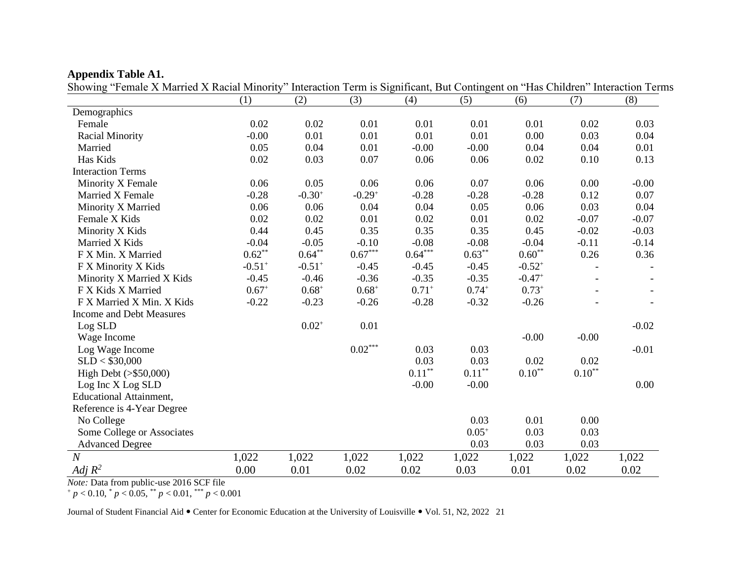**Appendix Table A1.**

Showing "Female X Married X Racial Minority" Interaction Term is Significant, But Contingent on "Has Children" Interaction Terms

| | (1) | (2) | (3) | (4) | (5) | (6) | (7) | (8) |
|---|---|---|---|---|---|---|---|---|
| Demographics | | | | | | | | |
| Female | 0.02 | 0.02 | 0.01 | 0.01 | 0.01 | 0.01 | 0.02 | 0.03 |
| Racial Minority | -0.00 | 0.01 | 0.01 | 0.01 | 0.01 | 0.00 | 0.03 | 0.04 |
| Married | 0.05 | 0.04 | 0.01 | -0.00 | -0.00 | 0.04 | 0.04 | 0.01 |
| Has Kids | 0.02 | 0.03 | 0.07 | 0.06 | 0.06 | 0.02 | 0.10 | 0.13 |
| Interaction Terms | | | | | | | | |
| Minority X Female | 0.06 | 0.05 | 0.06 | 0.06 | 0.07 | 0.06 | 0.00 | -0.00 |
| Married X Female | -0.28 | $-0.30^{+}$ | $-0.29^{+}$ | -0.28 | -0.28 | -0.28 | 0.12 | 0.07 |
| Minority X Married | 0.06 | 0.06 | 0.04 | 0.04 | 0.05 | 0.06 | 0.03 | 0.04 |
| Female X Kids | 0.02 | 0.02 | 0.01 | 0.02 | 0.01 | 0.02 | -0.07 | -0.07 |
| Minority X Kids | 0.44 | 0.45 | 0.35 | 0.35 | 0.35 | 0.45 | -0.02 | -0.03 |
| Married X Kids | -0.04 | -0.05 | -0.10 | -0.08 | -0.08 | -0.04 | -0.11 | -0.14 |
| F X Min. X Married | $0.62^{**}$ | $0.64^{**}$ | $0.67^{***}$ | $0.64^{***}$ | $0.63^{**}$ | $0.60^{**}$ | 0.26 | 0.36 |
| F X Minority X Kids | $-0.51^{+}$ | $-0.51^{+}$ | -0.45 | -0.45 | -0.45 | $-0.52^{+}$ | - | - |
| Minority X Married X Kids | -0.45 | -0.46 | -0.36 | -0.35 | -0.35 | $-0.47^{+}$ | - | - |
| F X Kids X Married | $0.67^{+}$ | $0.68^{+}$ | $0.68^{+}$ | $0.71^{+}$ | $0.74^{+}$ | $0.73^{+}$ | - | - |
| F X Married X Min. X Kids | -0.22 | -0.23 | -0.26 | -0.28 | -0.32 | -0.26 | - | - |
| Income and Debt Measures | | | | | | | | |
| Log SLD | | $0.02^{+}$ | 0.01 | | | | | -0.02 |
| Wage Income | | | | | | -0.00 | -0.00 | |
| Log Wage Income | | | $0.02^{***}$ | 0.03 | 0.03 | | | -0.01 |
| SLD < \$30,000 | | | | 0.03 | 0.03 | 0.02 | 0.02 | |
| High Debt (>\$50,000) | | | | $0.11^{**}$ | $0.11^{**}$ | $0.10^{**}$ | $0.10^{**}$ | |
| Log Inc X Log SLD | | | | -0.00 | -0.00 | | | 0.00 |
| Educational Attainment, Reference is 4-Year Degree | | | | | | | | |
| No College | | | | | 0.03 | 0.01 | 0.00 | |
| Some College or Associates | | | | | $0.05^{+}$ | 0.03 | 0.03 | |
| Advanced Degree | | | | | 0.03 | 0.03 | 0.03 | |
| *N* | 1,022 | 1,022 | 1,022 | 1,022 | 1,022 | 1,022 | 1,022 | 1,022 |
| *Adj* $R^2$ | 0.00 | 0.01 | 0.02 | 0.02 | 0.03 | 0.01 | 0.02 | 0.02 |

*Note:* Data from public-use 2016 SCF file

$^{+}$ $p < 0.10$, $^{*}$ $p < 0.05$, $^{**}$ $p < 0.01$, $^{***}$ $p < 0.001$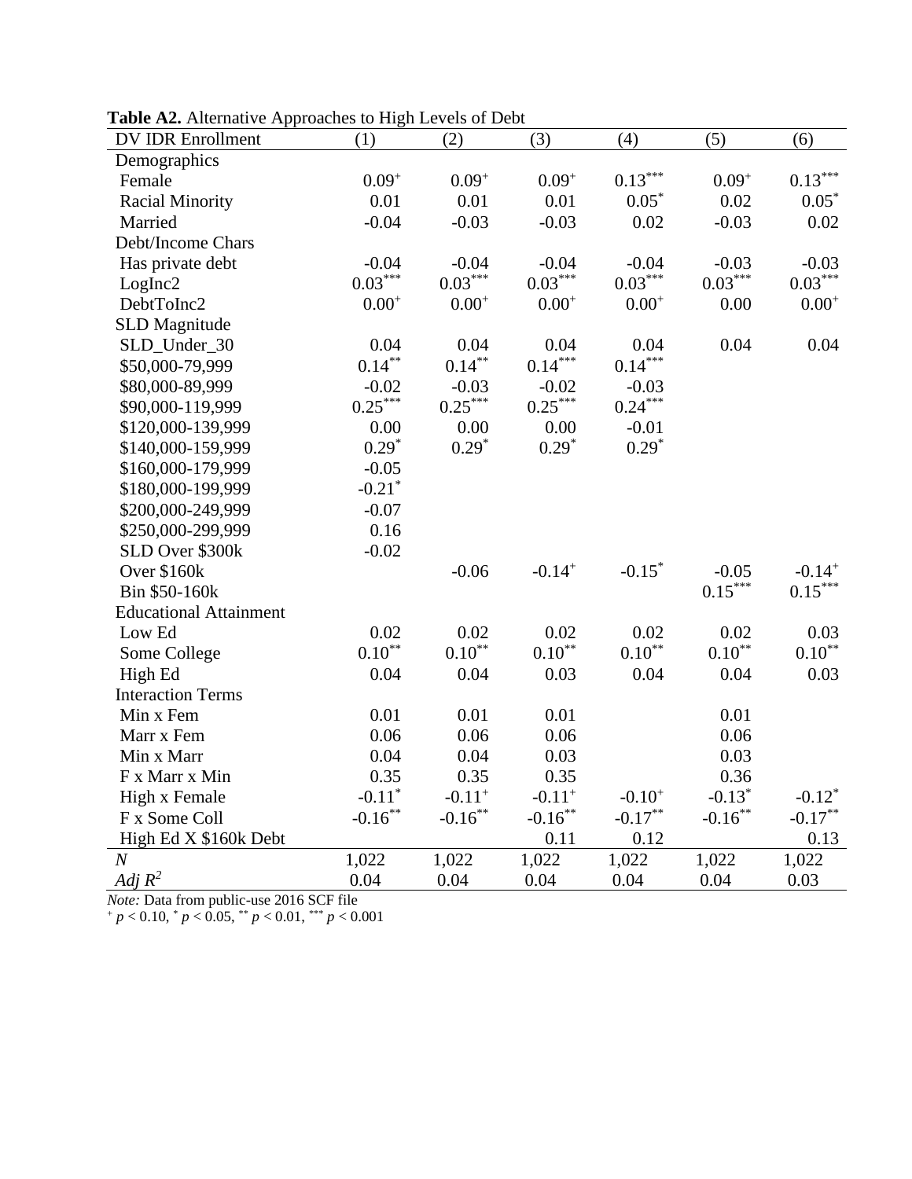**Table A2.** Alternative Approaches to High Levels of Debt

| DV IDR Enrollment | (1) | (2) | (3) | (4) | (5) | (6) |
|---|---|---|---|---|---|---|
| Demographics | | | | | | |
| Female | $0.09^{+}$ | $0.09^{+}$ | $0.09^{+}$ | $0.13^{***}$ | $0.09^{+}$ | $0.13^{***}$ |
| Racial Minority | 0.01 | 0.01 | 0.01 | $0.05^{*}$ | 0.02 | $0.05^{*}$ |
| Married | -0.04 | -0.03 | -0.03 | 0.02 | -0.03 | 0.02 |
| Debt/Income Chars | | | | | | |
| Has private debt | -0.04 | -0.04 | -0.04 | -0.04 | -0.03 | -0.03 |
| LogInc2 | $0.03^{***}$ | $0.03^{***}$ | $0.03^{***}$ | $0.03^{***}$ | $0.03^{***}$ | $0.03^{***}$ |
| DebtToInc2 | $0.00^{+}$ | $0.00^{+}$ | $0.00^{+}$ | $0.00^{+}$ | 0.00 | $0.00^{+}$ |
| SLD Magnitude | | | | | | |
| SLD_Under_30 | 0.04 | 0.04 | 0.04 | 0.04 | 0.04 | 0.04 |
| $50,000-79,999 | $0.14^{**}$ | $0.14^{**}$ | $0.14^{***}$ | $0.14^{***}$ | | |
| $80,000-89,999 | -0.02 | -0.03 | -0.02 | -0.03 | | |
| $90,000-119,999 | $0.25^{***}$ | $0.25^{***}$ | $0.25^{***}$ | $0.24^{***}$ | | |
| $120,000-139,999 | 0.00 | 0.00 | 0.00 | -0.01 | | |
| $140,000-159,999 | $0.29^{*}$ | $0.29^{*}$ | $0.29^{*}$ | $0.29^{*}$ | | |
| $160,000-179,999 | -0.05 | | | | | |
| $180,000-199,999 | $-0.21^{*}$ | | | | | |
| $200,000-249,999 | -0.07 | | | | | |
| $250,000-299,999 | 0.16 | | | | | |
| SLD Over $300k | -0.02 | | | | | |
| Over $160k | | -0.06 | $-0.14^{+}$ | $-0.15^{*}$ | -0.05 | $-0.14^{+}$ |
| Bin $50-160k | | | | | $0.15^{***}$ | $0.15^{***}$ |
| Educational Attainment | | | | | | |
| Low Ed | 0.02 | 0.02 | 0.02 | 0.02 | 0.02 | 0.03 |
| Some College | $0.10^{**}$ | $0.10^{**}$ | $0.10^{**}$ | $0.10^{**}$ | $0.10^{**}$ | $0.10^{**}$ |
| High Ed | 0.04 | 0.04 | 0.03 | 0.04 | 0.04 | 0.03 |
| Interaction Terms | | | | | | |
| Min x Fem | 0.01 | 0.01 | 0.01 | | 0.01 | |
| Marr x Fem | 0.06 | 0.06 | 0.06 | | 0.06 | |
| Min x Marr | 0.04 | 0.04 | 0.03 | | 0.03 | |
| F x Marr x Min | 0.35 | 0.35 | 0.35 | | 0.36 | |
| High x Female | $-0.11^{*}$ | $-0.11^{+}$ | $-0.11^{+}$ | $-0.10^{+}$ | $-0.13^{*}$ | $-0.12^{*}$ |
| F x Some Coll | $-0.16^{**}$ | $-0.16^{**}$ | $-0.16^{**}$ | $-0.17^{**}$ | $-0.16^{**}$ | $-0.17^{**}$ |
| High Ed X $160k Debt | | | 0.11 | 0.12 | | 0.13 |
| *N* | 1,022 | 1,022 | 1,022 | 1,022 | 1,022 | 1,022 |
| *Adj* $R^2$ | 0.04 | 0.04 | 0.04 | 0.04 | 0.04 | 0.03 |

*Note:* Data from public-use 2016 SCF file

$^{+}$ $p < 0.10$, $^{*}$ $p < 0.05$, $^{**}$ $p < 0.01$, $^{***}$ $p < 0.001$